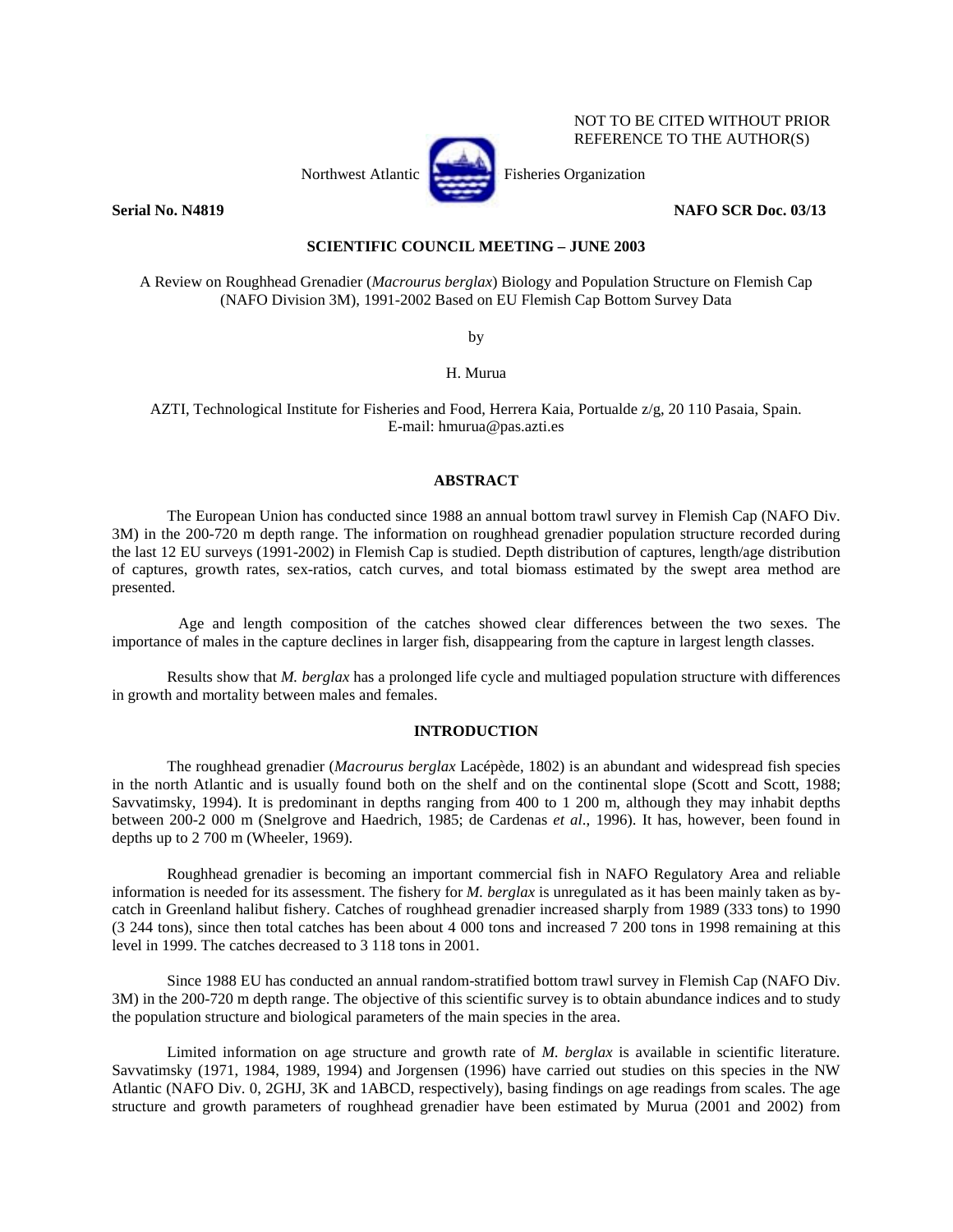NOT TO BE CITED WITHOUT PRIOR REFERENCE TO THE AUTHOR(S)

Northwest Atlantic Fisheries Organization

**Serial No. N4819** **NAFO SCR Doc. 03/13**

**SCIENTIFIC COUNCIL MEETING – JUNE 2003**

A Review on Roughhead Grenadier (*Macrourus berglax*) Biology and Population Structure on Flemish Cap (NAFO Division 3M), 1991-2002 Based on EU Flemish Cap Bottom Survey Data

by

H. Murua

AZTI, Technological Institute for Fisheries and Food, Herrera Kaia, Portualde z/g, 20 110 Pasaia, Spain.
E-mail: hmurua@pas.azti.es

## ABSTRACT

The European Union has conducted since 1988 an annual bottom trawl survey in Flemish Cap (NAFO Div. 3M) in the 200-720 m depth range. The information on roughhead grenadier population structure recorded during the last 12 EU surveys (1991-2002) in Flemish Cap is studied. Depth distribution of captures, length/age distribution of captures, growth rates, sex-ratios, catch curves, and total biomass estimated by the swept area method are presented.

Age and length composition of the catches showed clear differences between the two sexes. The importance of males in the capture declines in larger fish, disappearing from the capture in largest length classes.

Results show that *M. berglax* has a prolonged life cycle and multiaged population structure with differences in growth and mortality between males and females.

## INTRODUCTION

The roughhead grenadier (*Macrourus berglax* Lacépède, 1802) is an abundant and widespread fish species in the north Atlantic and is usually found both on the shelf and on the continental slope (Scott and Scott, 1988; Savvatimsky, 1994). It is predominant in depths ranging from 400 to 1 200 m, although they may inhabit depths between 200-2 000 m (Snelgrove and Haedrich, 1985; de Cardenas *et al*., 1996). It has, however, been found in depths up to 2 700 m (Wheeler, 1969).

Roughhead grenadier is becoming an important commercial fish in NAFO Regulatory Area and reliable information is needed for its assessment. The fishery for *M. berglax* is unregulated as it has been mainly taken as by-catch in Greenland halibut fishery. Catches of roughhead grenadier increased sharply from 1989 (333 tons) to 1990 (3 244 tons), since then total catches has been about 4 000 tons and increased 7 200 tons in 1998 remaining at this level in 1999. The catches decreased to 3 118 tons in 2001.

Since 1988 EU has conducted an annual random-stratified bottom trawl survey in Flemish Cap (NAFO Div. 3M) in the 200-720 m depth range. The objective of this scientific survey is to obtain abundance indices and to study the population structure and biological parameters of the main species in the area.

Limited information on age structure and growth rate of *M. berglax* is available in scientific literature. Savvatimsky (1971, 1984, 1989, 1994) and Jorgensen (1996) have carried out studies on this species in the NW Atlantic (NAFO Div. 0, 2GHJ, 3K and 1ABCD, respectively), basing findings on age readings from scales. The age structure and growth parameters of roughhead grenadier have been estimated by Murua (2001 and 2002) from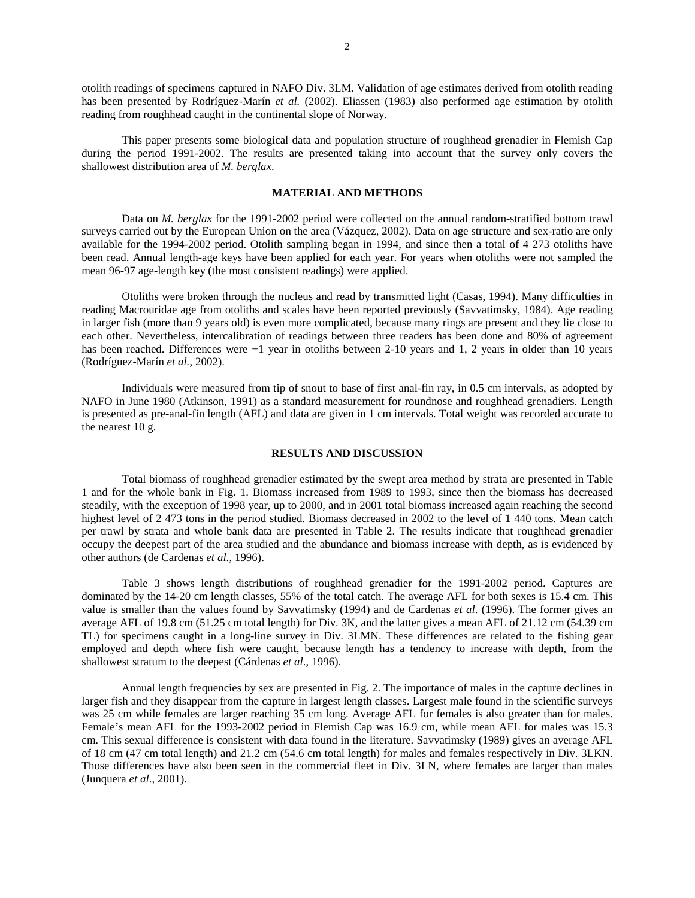otolith readings of specimens captured in NAFO Div. 3LM. Validation of age estimates derived from otolith reading has been presented by Rodríguez-Marín *et al.* (2002). Eliassen (1983) also performed age estimation by otolith reading from roughhead caught in the continental slope of Norway.

This paper presents some biological data and population structure of roughhead grenadier in Flemish Cap during the period 1991-2002. The results are presented taking into account that the survey only covers the shallowest distribution area of *M. berglax*.

## MATERIAL AND METHODS

Data on *M. berglax* for the 1991-2002 period were collected on the annual random-stratified bottom trawl surveys carried out by the European Union on the area (Vázquez, 2002). Data on age structure and sex-ratio are only available for the 1994-2002 period. Otolith sampling began in 1994, and since then a total of 4 273 otoliths have been read. Annual length-age keys have been applied for each year. For years when otoliths were not sampled the mean 96-97 age-length key (the most consistent readings) were applied.

Otoliths were broken through the nucleus and read by transmitted light (Casas, 1994). Many difficulties in reading Macrouridae age from otoliths and scales have been reported previously (Savvatimsky, 1984). Age reading in larger fish (more than 9 years old) is even more complicated, because many rings are present and they lie close to each other. Nevertheless, intercalibration of readings between three readers has been done and 80% of agreement has been reached. Differences were ±1 year in otoliths between 2-10 years and 1, 2 years in older than 10 years (Rodríguez-Marín *et al.*, 2002).

Individuals were measured from tip of snout to base of first anal-fin ray, in 0.5 cm intervals, as adopted by NAFO in June 1980 (Atkinson, 1991) as a standard measurement for roundnose and roughhead grenadiers. Length is presented as pre-anal-fin length (AFL) and data are given in 1 cm intervals. Total weight was recorded accurate to the nearest 10 g.

## RESULTS AND DISCUSSION

Total biomass of roughhead grenadier estimated by the swept area method by strata are presented in Table 1 and for the whole bank in Fig. 1. Biomass increased from 1989 to 1993, since then the biomass has decreased steadily, with the exception of 1998 year, up to 2000, and in 2001 total biomass increased again reaching the second highest level of 2 473 tons in the period studied. Biomass decreased in 2002 to the level of 1 440 tons. Mean catch per trawl by strata and whole bank data are presented in Table 2. The results indicate that roughhead grenadier occupy the deepest part of the area studied and the abundance and biomass increase with depth, as is evidenced by other authors (de Cardenas *et al.*, 1996).

Table 3 shows length distributions of roughhead grenadier for the 1991-2002 period. Captures are dominated by the 14-20 cm length classes, 55% of the total catch. The average AFL for both sexes is 15.4 cm. This value is smaller than the values found by Savvatimsky (1994) and de Cardenas *et al.* (1996). The former gives an average AFL of 19.8 cm (51.25 cm total length) for Div. 3K, and the latter gives a mean AFL of 21.12 cm (54.39 cm TL) for specimens caught in a long-line survey in Div. 3LMN. These differences are related to the fishing gear employed and depth where fish were caught, because length has a tendency to increase with depth, from the shallowest stratum to the deepest (Cárdenas *et al.*, 1996).

Annual length frequencies by sex are presented in Fig. 2. The importance of males in the capture declines in larger fish and they disappear from the capture in largest length classes. Largest male found in the scientific surveys was 25 cm while females are larger reaching 35 cm long. Average AFL for females is also greater than for males. Female's mean AFL for the 1993-2002 period in Flemish Cap was 16.9 cm, while mean AFL for males was 15.3 cm. This sexual difference is consistent with data found in the literature. Savvatimsky (1989) gives an average AFL of 18 cm (47 cm total length) and 21.2 cm (54.6 cm total length) for males and females respectively in Div. 3LKN. Those differences have also been seen in the commercial fleet in Div. 3LN, where females are larger than males (Junquera *et al.*, 2001).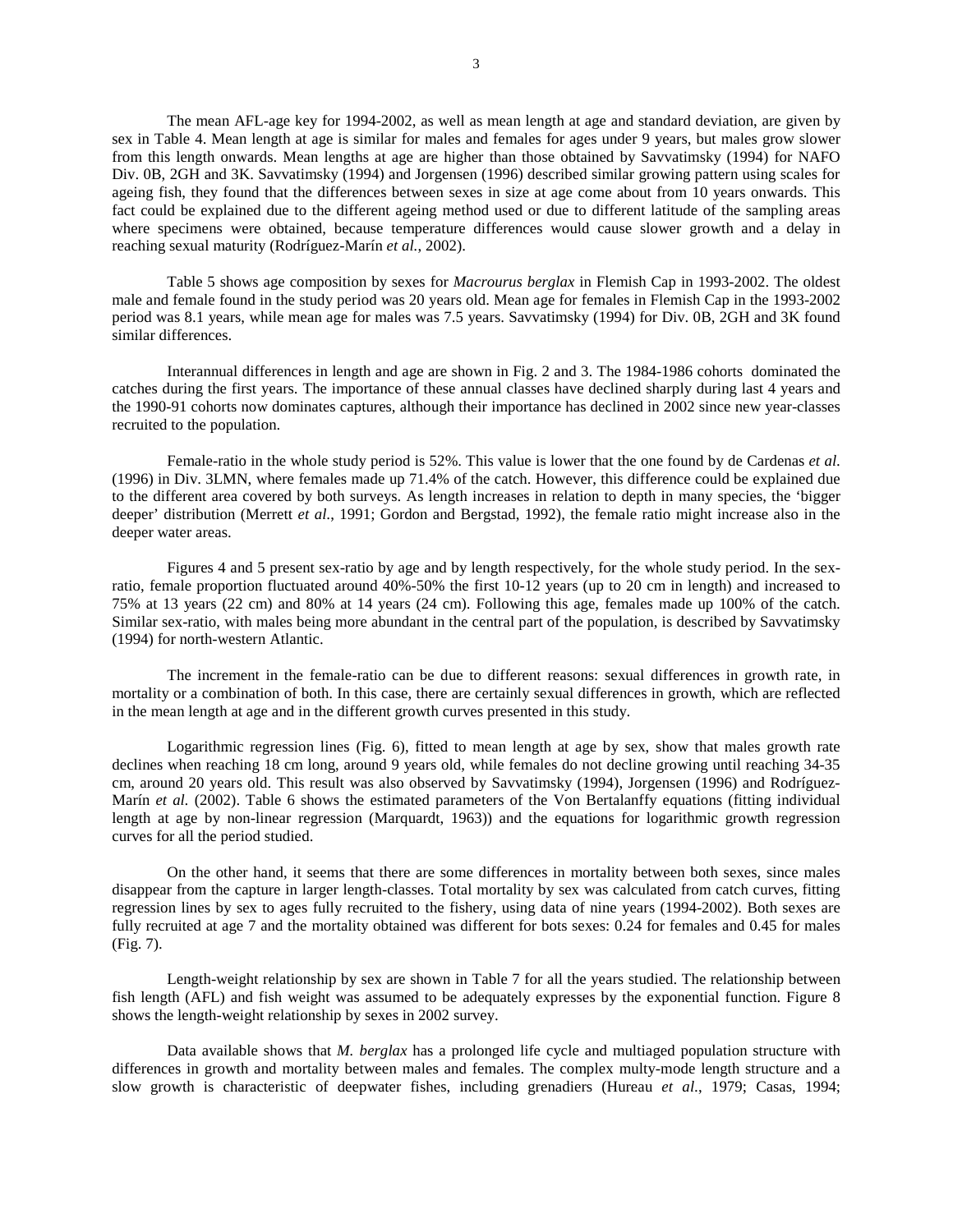The mean AFL-age key for 1994-2002, as well as mean length at age and standard deviation, are given by sex in Table 4. Mean length at age is similar for males and females for ages under 9 years, but males grow slower from this length onwards. Mean lengths at age are higher than those obtained by Savvatimsky (1994) for NAFO Div. 0B, 2GH and 3K. Savvatimsky (1994) and Jorgensen (1996) described similar growing pattern using scales for ageing fish, they found that the differences between sexes in size at age come about from 10 years onwards. This fact could be explained due to the different ageing method used or due to different latitude of the sampling areas where specimens were obtained, because temperature differences would cause slower growth and a delay in reaching sexual maturity (Rodríguez-Marín *et al.*, 2002).

Table 5 shows age composition by sexes for *Macrourus berglax* in Flemish Cap in 1993-2002. The oldest male and female found in the study period was 20 years old. Mean age for females in Flemish Cap in the 1993-2002 period was 8.1 years, while mean age for males was 7.5 years. Savvatimsky (1994) for Div. 0B, 2GH and 3K found similar differences.

Interannual differences in length and age are shown in Fig. 2 and 3. The 1984-1986 cohorts dominated the catches during the first years. The importance of these annual classes have declined sharply during last 4 years and the 1990-91 cohorts now dominates captures, although their importance has declined in 2002 since new year-classes recruited to the population.

Female-ratio in the whole study period is 52%. This value is lower that the one found by de Cardenas *et al.* (1996) in Div. 3LMN, where females made up 71.4% of the catch. However, this difference could be explained due to the different area covered by both surveys. As length increases in relation to depth in many species, the 'bigger deeper' distribution (Merrett *et al.*, 1991; Gordon and Bergstad, 1992), the female ratio might increase also in the deeper water areas.

Figures 4 and 5 present sex-ratio by age and by length respectively, for the whole study period. In the sex-ratio, female proportion fluctuated around 40%-50% the first 10-12 years (up to 20 cm in length) and increased to 75% at 13 years (22 cm) and 80% at 14 years (24 cm). Following this age, females made up 100% of the catch. Similar sex-ratio, with males being more abundant in the central part of the population, is described by Savvatimsky (1994) for north-western Atlantic.

The increment in the female-ratio can be due to different reasons: sexual differences in growth rate, in mortality or a combination of both. In this case, there are certainly sexual differences in growth, which are reflected in the mean length at age and in the different growth curves presented in this study.

Logarithmic regression lines (Fig. 6), fitted to mean length at age by sex, show that males growth rate declines when reaching 18 cm long, around 9 years old, while females do not decline growing until reaching 34-35 cm, around 20 years old. This result was also observed by Savvatimsky (1994), Jorgensen (1996) and Rodríguez-Marín *et al.* (2002). Table 6 shows the estimated parameters of the Von Bertalanffy equations (fitting individual length at age by non-linear regression (Marquardt, 1963)) and the equations for logarithmic growth regression curves for all the period studied.

On the other hand, it seems that there are some differences in mortality between both sexes, since males disappear from the capture in larger length-classes. Total mortality by sex was calculated from catch curves, fitting regression lines by sex to ages fully recruited to the fishery, using data of nine years (1994-2002). Both sexes are fully recruited at age 7 and the mortality obtained was different for bots sexes: 0.24 for females and 0.45 for males (Fig. 7).

Length-weight relationship by sex are shown in Table 7 for all the years studied. The relationship between fish length (AFL) and fish weight was assumed to be adequately expresses by the exponential function. Figure 8 shows the length-weight relationship by sexes in 2002 survey.

Data available shows that *M. berglax* has a prolonged life cycle and multiaged population structure with differences in growth and mortality between males and females. The complex multy-mode length structure and a slow growth is characteristic of deepwater fishes, including grenadiers (Hureau *et al.*, 1979; Casas, 1994;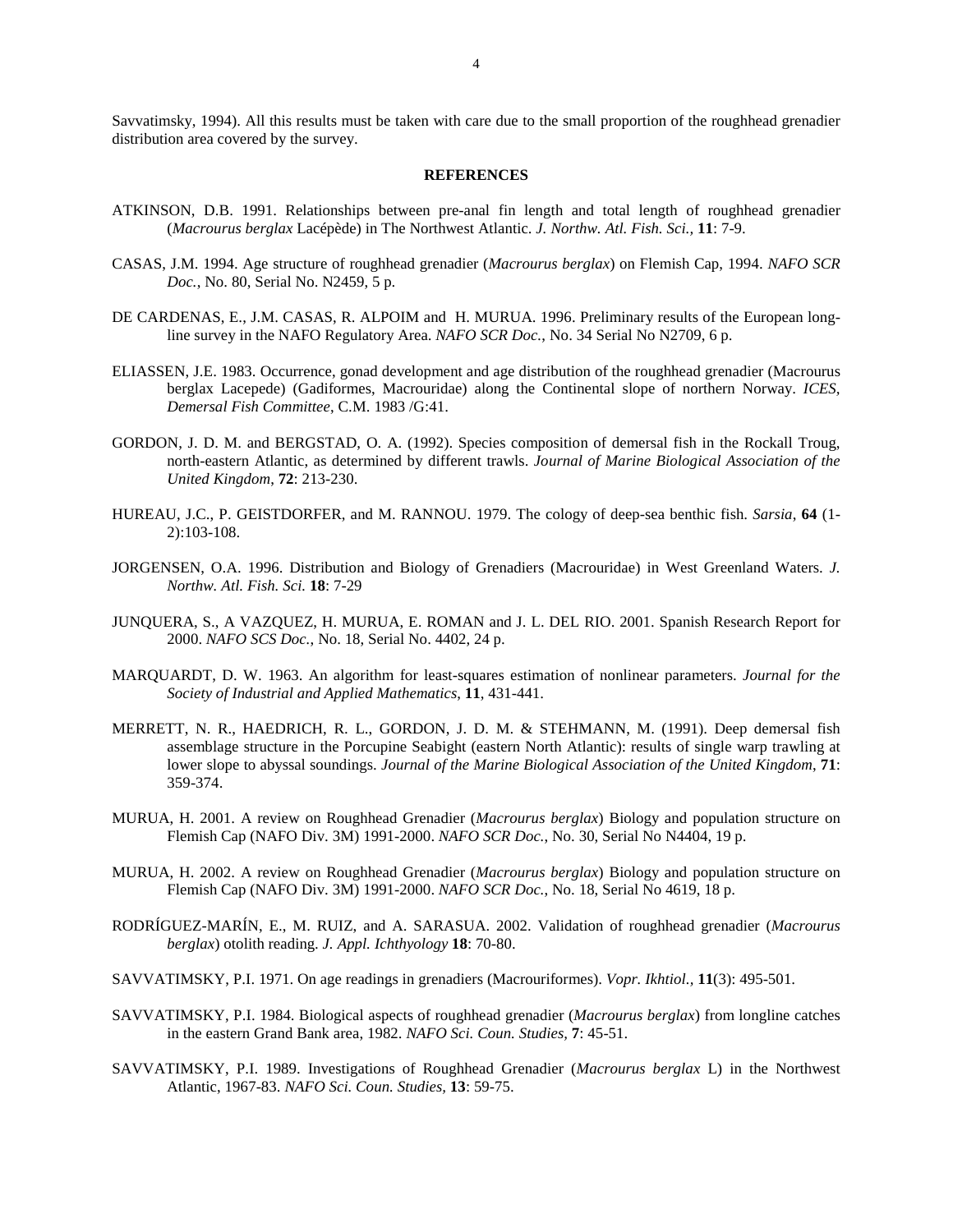Savvatimsky, 1994). All this results must be taken with care due to the small proportion of the roughhead grenadier distribution area covered by the survey.

## REFERENCES

ATKINSON, D.B. 1991. Relationships between pre-anal fin length and total length of roughhead grenadier (*Macrourus berglax* Lacépède) in The Northwest Atlantic. *J. Northw. Atl. Fish. Sci.*, **11**: 7-9.

CASAS, J.M. 1994. Age structure of roughhead grenadier (*Macrourus berglax*) on Flemish Cap, 1994. *NAFO SCR Doc.*, No. 80, Serial No. N2459, 5 p.

DE CARDENAS, E., J.M. CASAS, R. ALPOIM and H. MURUA. 1996. Preliminary results of the European long-line survey in the NAFO Regulatory Area. *NAFO SCR Doc.*, No. 34 Serial No N2709, 6 p.

ELIASSEN, J.E. 1983. Occurrence, gonad development and age distribution of the roughhead grenadier (Macrourus berglax Lacepede) (Gadiformes, Macrouridae) along the Continental slope of northern Norway. *ICES, Demersal Fish Committee*, C.M. 1983 /G:41.

GORDON, J. D. M. and BERGSTAD, O. A. (1992). Species composition of demersal fish in the Rockall Troug, north-eastern Atlantic, as determined by different trawls. *Journal of Marine Biological Association of the United Kingdom*, **72**: 213-230.

HUREAU, J.C., P. GEISTDORFER, and M. RANNOU. 1979. The cology of deep-sea benthic fish. *Sarsia*, **64** (1-2):103-108.

JORGENSEN, O.A. 1996. Distribution and Biology of Grenadiers (Macrouridae) in West Greenland Waters. *J. Northw. Atl. Fish. Sci.* **18**: 7-29

JUNQUERA, S., A VAZQUEZ, H. MURUA, E. ROMAN and J. L. DEL RIO. 2001. Spanish Research Report for 2000. *NAFO SCS Doc.*, No. 18, Serial No. 4402, 24 p.

MARQUARDT, D. W. 1963. An algorithm for least-squares estimation of nonlinear parameters. *Journal for the Society of Industrial and Applied Mathematics*, **11**, 431-441.

MERRETT, N. R., HAEDRICH, R. L., GORDON, J. D. M. & STEHMANN, M. (1991). Deep demersal fish assemblage structure in the Porcupine Seabight (eastern North Atlantic): results of single warp trawling at lower slope to abyssal soundings. *Journal of the Marine Biological Association of the United Kingdom*, **71**: 359-374.

MURUA, H. 2001. A review on Roughhead Grenadier (*Macrourus berglax*) Biology and population structure on Flemish Cap (NAFO Div. 3M) 1991-2000. *NAFO SCR Doc.*, No. 30, Serial No N4404, 19 p.

MURUA, H. 2002. A review on Roughhead Grenadier (*Macrourus berglax*) Biology and population structure on Flemish Cap (NAFO Div. 3M) 1991-2000. *NAFO SCR Doc.*, No. 18, Serial No 4619, 18 p.

RODRÍGUEZ-MARÍN, E., M. RUIZ, and A. SARASUA. 2002. Validation of roughhead grenadier (*Macrourus berglax*) otolith reading. *J. Appl. Ichthyology* **18**: 70-80.

SAVVATIMSKY, P.I. 1971. On age readings in grenadiers (Macrouriformes). *Vopr. Ikhtiol.*, **11**(3): 495-501.

SAVVATIMSKY, P.I. 1984. Biological aspects of roughhead grenadier (*Macrourus berglax*) from longline catches in the eastern Grand Bank area, 1982. *NAFO Sci. Coun. Studies*, **7**: 45-51.

SAVVATIMSKY, P.I. 1989. Investigations of Roughhead Grenadier (*Macrourus berglax* L) in the Northwest Atlantic, 1967-83. *NAFO Sci. Coun. Studies*, **13**: 59-75.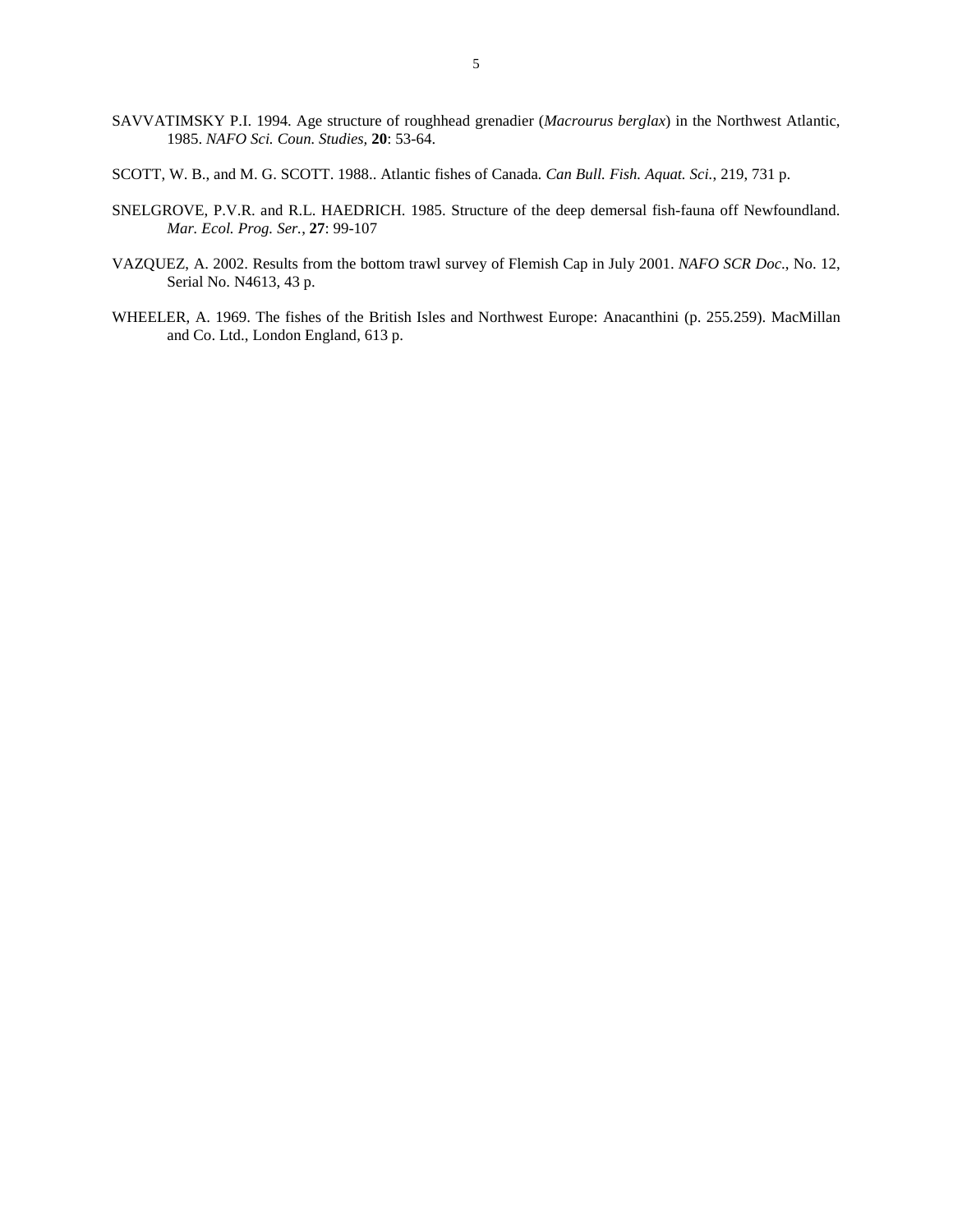SAVVATIMSKY P.I. 1994. Age structure of roughhead grenadier (*Macrourus berglax*) in the Northwest Atlantic, 1985. *NAFO Sci. Coun. Studies*, **20**: 53-64.

SCOTT, W. B., and M. G. SCOTT. 1988.. Atlantic fishes of Canada. *Can Bull. Fish. Aquat. Sci.*, 219, 731 p.

SNELGROVE, P.V.R. and R.L. HAEDRICH. 1985. Structure of the deep demersal fish-fauna off Newfoundland. *Mar. Ecol. Prog. Ser.*, **27**: 99-107

VAZQUEZ, A. 2002. Results from the bottom trawl survey of Flemish Cap in July 2001. *NAFO SCR Doc*., No. 12, Serial No. N4613, 43 p.

WHEELER, A. 1969. The fishes of the British Isles and Northwest Europe: Anacanthini (p. 255.259). MacMillan and Co. Ltd., London England, 613 p.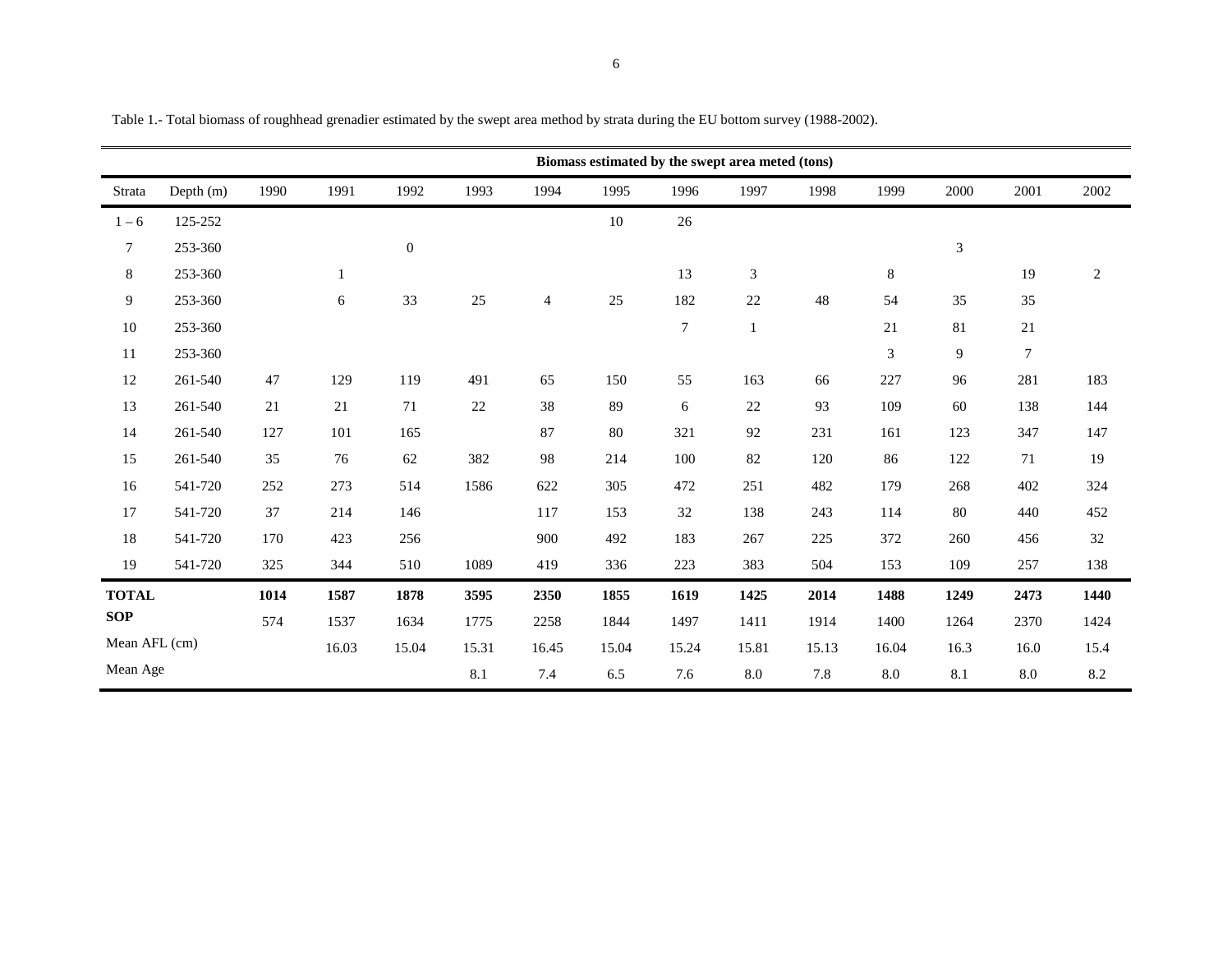Table 1.- Total biomass of roughhead grenadier estimated by the swept area method by strata during the EU bottom survey (1988-2002).

| | | Biomass estimated by the swept area meted (tons) | | | | | | | | | | | | |
|---|---|---|---|---|---|---|---|---|---|---|---|---|---|---|
| Strata | Depth (m) | 1990 | 1991 | 1992 | 1993 | 1994 | 1995 | 1996 | 1997 | 1998 | 1999 | 2000 | 2001 | 2002 |
| 1 – 6 | 125-252 | | | | | | 10 | 26 | | | | | | |
| 7 | 253-360 | | | 0 | | | | | | | | 3 | | |
| 8 | 253-360 | | 1 | | | | | 13 | 3 | | 8 | | 19 | 2 |
| 9 | 253-360 | | 6 | 33 | 25 | 4 | 25 | 182 | 22 | 48 | 54 | 35 | 35 | |
| 10 | 253-360 | | | | | | | 7 | 1 | | 21 | 81 | 21 | |
| 11 | 253-360 | | | | | | | | | | 3 | 9 | 7 | |
| 12 | 261-540 | 47 | 129 | 119 | 491 | 65 | 150 | 55 | 163 | 66 | 227 | 96 | 281 | 183 |
| 13 | 261-540 | 21 | 21 | 71 | 22 | 38 | 89 | 6 | 22 | 93 | 109 | 60 | 138 | 144 |
| 14 | 261-540 | 127 | 101 | 165 | | 87 | 80 | 321 | 92 | 231 | 161 | 123 | 347 | 147 |
| 15 | 261-540 | 35 | 76 | 62 | 382 | 98 | 214 | 100 | 82 | 120 | 86 | 122 | 71 | 19 |
| 16 | 541-720 | 252 | 273 | 514 | 1586 | 622 | 305 | 472 | 251 | 482 | 179 | 268 | 402 | 324 |
| 17 | 541-720 | 37 | 214 | 146 | | 117 | 153 | 32 | 138 | 243 | 114 | 80 | 440 | 452 |
| 18 | 541-720 | 170 | 423 | 256 | | 900 | 492 | 183 | 267 | 225 | 372 | 260 | 456 | 32 |
| 19 | 541-720 | 325 | 344 | 510 | 1089 | 419 | 336 | 223 | 383 | 504 | 153 | 109 | 257 | 138 |
| **TOTAL** | | **1014** | **1587** | **1878** | **3595** | **2350** | **1855** | **1619** | **1425** | **2014** | **1488** | **1249** | **2473** | **1440** |
| **SOP** | | 574 | 1537 | 1634 | 1775 | 2258 | 1844 | 1497 | 1411 | 1914 | 1400 | 1264 | 2370 | 1424 |
| Mean AFL (cm) | | | 16.03 | 15.04 | 15.31 | 16.45 | 15.04 | 15.24 | 15.81 | 15.13 | 16.04 | 16.3 | 16.0 | 15.4 |
| Mean Age | | | | | 8.1 | 7.4 | 6.5 | 7.6 | 8.0 | 7.8 | 8.0 | 8.1 | 8.0 | 8.2 |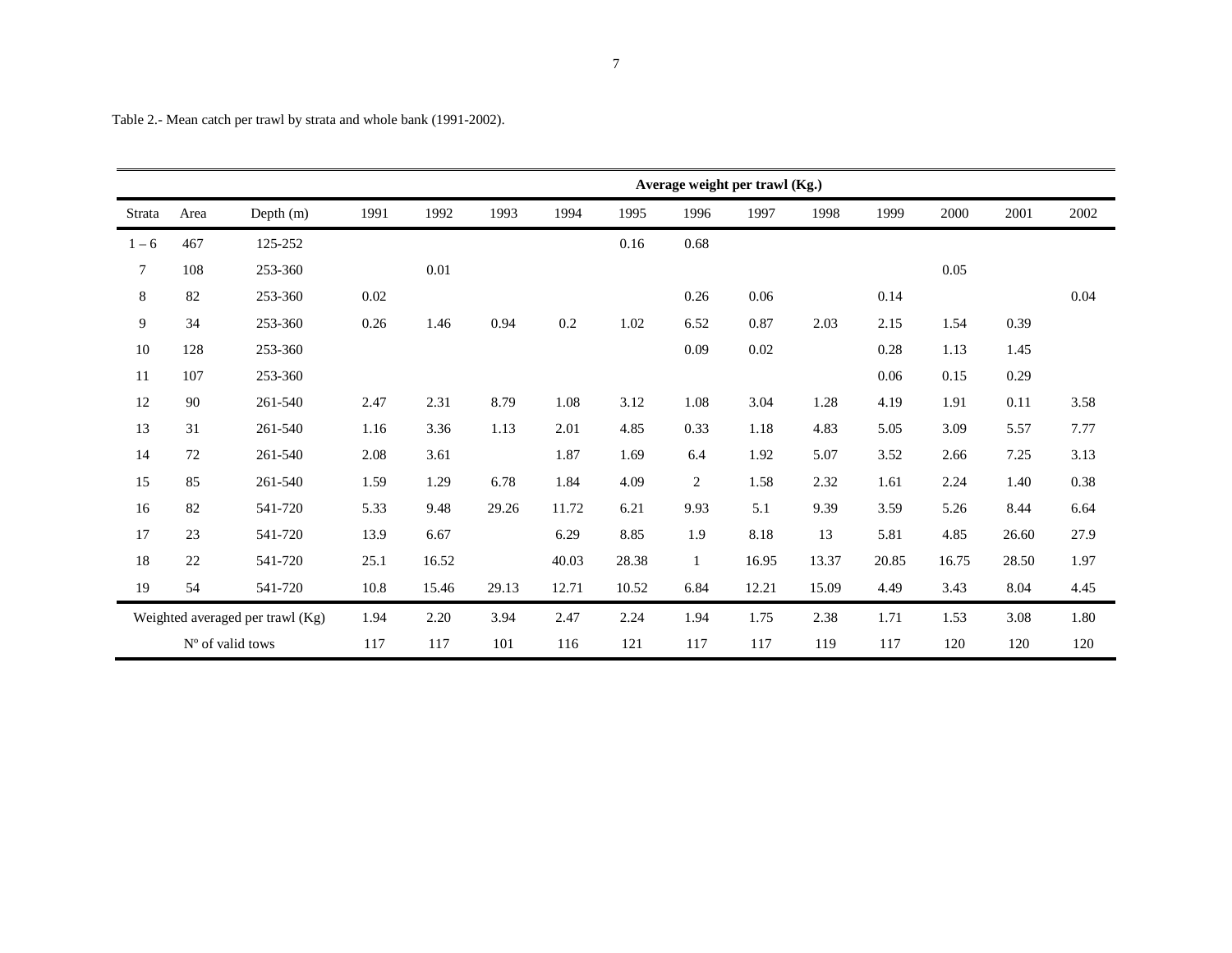Table 2.- Mean catch per trawl by strata and whole bank (1991-2002).

| | | | Average weight per trawl (Kg.) | | | | | | | | | | | |
|---|---|---|---|---|---|---|---|---|---|---|---|---|---|---|
| Strata | Area | Depth (m) | 1991 | 1992 | 1993 | 1994 | 1995 | 1996 | 1997 | 1998 | 1999 | 2000 | 2001 | 2002 |
| 1 – 6 | 467 | 125-252 | | | | | 0.16 | 0.68 | | | | | | |
| 7 | 108 | 253-360 | | 0.01 | | | | | | | | 0.05 | | |
| 8 | 82 | 253-360 | 0.02 | | | | | 0.26 | 0.06 | | 0.14 | | | 0.04 |
| 9 | 34 | 253-360 | 0.26 | 1.46 | 0.94 | 0.2 | 1.02 | 6.52 | 0.87 | 2.03 | 2.15 | 1.54 | 0.39 | |
| 10 | 128 | 253-360 | | | | | | 0.09 | 0.02 | | 0.28 | 1.13 | 1.45 | |
| 11 | 107 | 253-360 | | | | | | | | | 0.06 | 0.15 | 0.29 | |
| 12 | 90 | 261-540 | 2.47 | 2.31 | 8.79 | 1.08 | 3.12 | 1.08 | 3.04 | 1.28 | 4.19 | 1.91 | 0.11 | 3.58 |
| 13 | 31 | 261-540 | 1.16 | 3.36 | 1.13 | 2.01 | 4.85 | 0.33 | 1.18 | 4.83 | 5.05 | 3.09 | 5.57 | 7.77 |
| 14 | 72 | 261-540 | 2.08 | 3.61 | | 1.87 | 1.69 | 6.4 | 1.92 | 5.07 | 3.52 | 2.66 | 7.25 | 3.13 |
| 15 | 85 | 261-540 | 1.59 | 1.29 | 6.78 | 1.84 | 4.09 | 2 | 1.58 | 2.32 | 1.61 | 2.24 | 1.40 | 0.38 |
| 16 | 82 | 541-720 | 5.33 | 9.48 | 29.26 | 11.72 | 6.21 | 9.93 | 5.1 | 9.39 | 3.59 | 5.26 | 8.44 | 6.64 |
| 17 | 23 | 541-720 | 13.9 | 6.67 | | 6.29 | 8.85 | 1.9 | 8.18 | 13 | 5.81 | 4.85 | 26.60 | 27.9 |
| 18 | 22 | 541-720 | 25.1 | 16.52 | | 40.03 | 28.38 | 1 | 16.95 | 13.37 | 20.85 | 16.75 | 28.50 | 1.97 |
| 19 | 54 | 541-720 | 10.8 | 15.46 | 29.13 | 12.71 | 10.52 | 6.84 | 12.21 | 15.09 | 4.49 | 3.43 | 8.04 | 4.45 |
| Weighted averaged per trawl (Kg) | | | 1.94 | 2.20 | 3.94 | 2.47 | 2.24 | 1.94 | 1.75 | 2.38 | 1.71 | 1.53 | 3.08 | 1.80 |
| Nº of valid tows | | | 117 | 117 | 101 | 116 | 121 | 117 | 117 | 119 | 117 | 120 | 120 | 120 |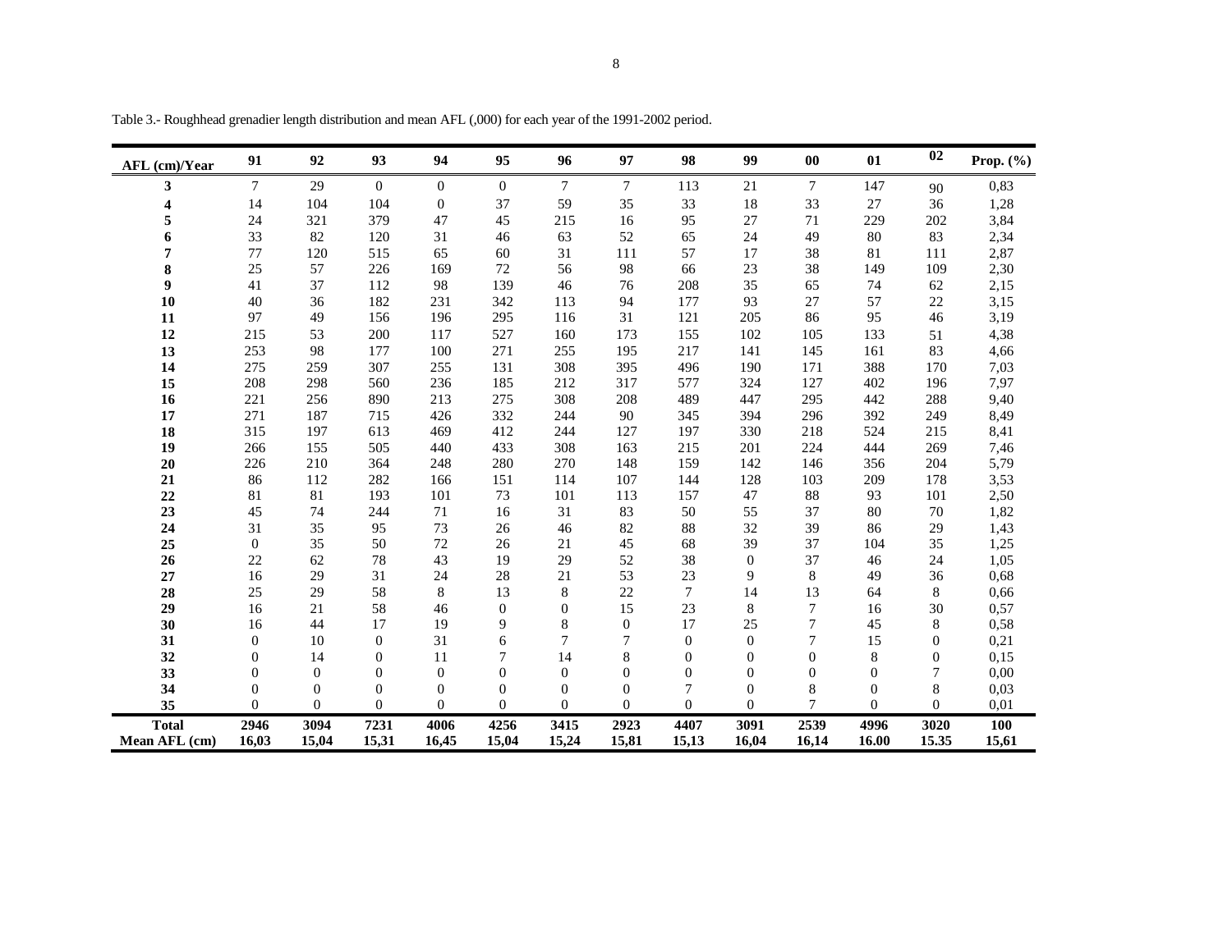Table 3.- Roughhead grenadier length distribution and mean AFL (,000) for each year of the 1991-2002 period.

| AFL (cm)/Year | 91 | 92 | 93 | 94 | 95 | 96 | 97 | 98 | 99 | 00 | 01 | 02 | Prop. (%) |
|---|---|---|---|---|---|---|---|---|---|---|---|---|---|
| 3 | 7 | 29 | 0 | 0 | 0 | 7 | 7 | 113 | 21 | 7 | 147 | 90 | 0,83 |
| 4 | 14 | 104 | 104 | 0 | 37 | 59 | 35 | 33 | 18 | 33 | 27 | 36 | 1,28 |
| 5 | 24 | 321 | 379 | 47 | 45 | 215 | 16 | 95 | 27 | 71 | 229 | 202 | 3,84 |
| 6 | 33 | 82 | 120 | 31 | 46 | 63 | 52 | 65 | 24 | 49 | 80 | 83 | 2,34 |
| 7 | 77 | 120 | 515 | 65 | 60 | 31 | 111 | 57 | 17 | 38 | 81 | 111 | 2,87 |
| 8 | 25 | 57 | 226 | 169 | 72 | 56 | 98 | 66 | 23 | 38 | 149 | 109 | 2,30 |
| 9 | 41 | 37 | 112 | 98 | 139 | 46 | 76 | 208 | 35 | 65 | 74 | 62 | 2,15 |
| 10 | 40 | 36 | 182 | 231 | 342 | 113 | 94 | 177 | 93 | 27 | 57 | 22 | 3,15 |
| 11 | 97 | 49 | 156 | 196 | 295 | 116 | 31 | 121 | 205 | 86 | 95 | 46 | 3,19 |
| 12 | 215 | 53 | 200 | 117 | 527 | 160 | 173 | 155 | 102 | 105 | 133 | 51 | 4,38 |
| 13 | 253 | 98 | 177 | 100 | 271 | 255 | 195 | 217 | 141 | 145 | 161 | 83 | 4,66 |
| 14 | 275 | 259 | 307 | 255 | 131 | 308 | 395 | 496 | 190 | 171 | 388 | 170 | 7,03 |
| 15 | 208 | 298 | 560 | 236 | 185 | 212 | 317 | 577 | 324 | 127 | 402 | 196 | 7,97 |
| 16 | 221 | 256 | 890 | 213 | 275 | 308 | 208 | 489 | 447 | 295 | 442 | 288 | 9,40 |
| 17 | 271 | 187 | 715 | 426 | 332 | 244 | 90 | 345 | 394 | 296 | 392 | 249 | 8,49 |
| 18 | 315 | 197 | 613 | 469 | 412 | 244 | 127 | 197 | 330 | 218 | 524 | 215 | 8,41 |
| 19 | 266 | 155 | 505 | 440 | 433 | 308 | 163 | 215 | 201 | 224 | 444 | 269 | 7,46 |
| 20 | 226 | 210 | 364 | 248 | 280 | 270 | 148 | 159 | 142 | 146 | 356 | 204 | 5,79 |
| 21 | 86 | 112 | 282 | 166 | 151 | 114 | 107 | 144 | 128 | 103 | 209 | 178 | 3,53 |
| 22 | 81 | 81 | 193 | 101 | 73 | 101 | 113 | 157 | 47 | 88 | 93 | 101 | 2,50 |
| 23 | 45 | 74 | 244 | 71 | 16 | 31 | 83 | 50 | 55 | 37 | 80 | 70 | 1,82 |
| 24 | 31 | 35 | 95 | 73 | 26 | 46 | 82 | 88 | 32 | 39 | 86 | 29 | 1,43 |
| 25 | 0 | 35 | 50 | 72 | 26 | 21 | 45 | 68 | 39 | 37 | 104 | 35 | 1,25 |
| 26 | 22 | 62 | 78 | 43 | 19 | 29 | 52 | 38 | 0 | 37 | 46 | 24 | 1,05 |
| 27 | 16 | 29 | 31 | 24 | 28 | 21 | 53 | 23 | 9 | 8 | 49 | 36 | 0,68 |
| 28 | 25 | 29 | 58 | 8 | 13 | 8 | 22 | 7 | 14 | 13 | 64 | 8 | 0,66 |
| 29 | 16 | 21 | 58 | 46 | 0 | 0 | 15 | 23 | 8 | 7 | 16 | 30 | 0,57 |
| 30 | 16 | 44 | 17 | 19 | 9 | 8 | 0 | 17 | 25 | 7 | 45 | 8 | 0,58 |
| 31 | 0 | 10 | 0 | 31 | 6 | 7 | 7 | 0 | 0 | 7 | 15 | 0 | 0,21 |
| 32 | 0 | 14 | 0 | 11 | 7 | 14 | 8 | 0 | 0 | 0 | 8 | 0 | 0,15 |
| 33 | 0 | 0 | 0 | 0 | 0 | 0 | 0 | 0 | 0 | 0 | 0 | 7 | 0,00 |
| 34 | 0 | 0 | 0 | 0 | 0 | 0 | 0 | 7 | 0 | 8 | 0 | 8 | 0,03 |
| 35 | 0 | 0 | 0 | 0 | 0 | 0 | 0 | 0 | 0 | 7 | 0 | 0 | 0,01 |
| **Total** | **2946** | **3094** | **7231** | **4006** | **4256** | **3415** | **2923** | **4407** | **3091** | **2539** | **4996** | **3020** | **100** |
| **Mean AFL (cm)** | **16,03** | **15,04** | **15,31** | **16,45** | **15,04** | **15,24** | **15,81** | **15,13** | **16,04** | **16,14** | **16.00** | **15.35** | **15,61** |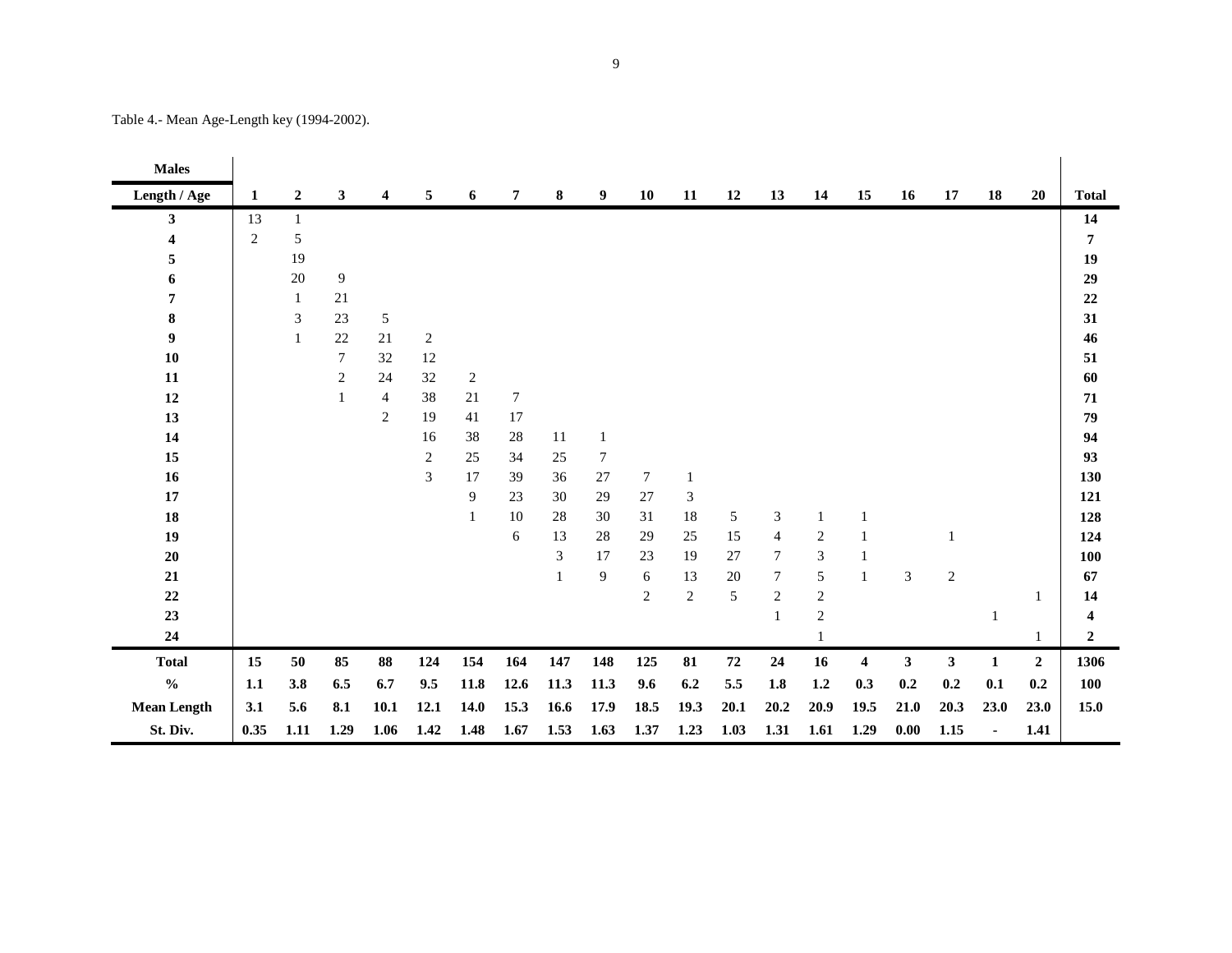Table 4.- Mean Age-Length key (1994-2002).

| **Males** | | | | | | | | | | | | | | | | | | | | |
|---|---|---|---|---|---|---|---|---|---|---|---|---|---|---|---|---|---|---|---|---|
| **Length / Age** | **1** | **2** | **3** | **4** | **5** | **6** | **7** | **8** | **9** | **10** | **11** | **12** | **13** | **14** | **15** | **16** | **17** | **18** | **20** | **Total** |
| **3** | 13 | 1 | | | | | | | | | | | | | | | | | | **14** |
| **4** | 2 | 5 | | | | | | | | | | | | | | | | | | **7** |
| **5** | | 19 | | | | | | | | | | | | | | | | | | **19** |
| **6** | | 20 | 9 | | | | | | | | | | | | | | | | | **29** |
| **7** | | 1 | 21 | | | | | | | | | | | | | | | | | **22** |
| **8** | | 3 | 23 | 5 | | | | | | | | | | | | | | | | **31** |
| **9** | | 1 | 22 | 21 | 2 | | | | | | | | | | | | | | | **46** |
| **10** | | | 7 | 32 | 12 | | | | | | | | | | | | | | | **51** |
| **11** | | | 2 | 24 | 32 | 2 | | | | | | | | | | | | | | **60** |
| **12** | | | 1 | 4 | 38 | 21 | 7 | | | | | | | | | | | | | **71** |
| **13** | | | | 2 | 19 | 41 | 17 | | | | | | | | | | | | | **79** |
| **14** | | | | | 16 | 38 | 28 | 11 | 1 | | | | | | | | | | | **94** |
| **15** | | | | | 2 | 25 | 34 | 25 | 7 | | | | | | | | | | | **93** |
| **16** | | | | | 3 | 17 | 39 | 36 | 27 | 7 | 1 | | | | | | | | | **130** |
| **17** | | | | | | 9 | 23 | 30 | 29 | 27 | 3 | | | | | | | | | **121** |
| **18** | | | | | | 1 | 10 | 28 | 30 | 31 | 18 | 5 | 3 | 1 | 1 | | | | | **128** |
| **19** | | | | | | | 6 | 13 | 28 | 29 | 25 | 15 | 4 | 2 | 1 | | 1 | | | **124** |
| **20** | | | | | | | | 3 | 17 | 23 | 19 | 27 | 7 | 3 | 1 | | | | | **100** |
| **21** | | | | | | | | 1 | 9 | 6 | 13 | 20 | 7 | 5 | 1 | 3 | 2 | | | **67** |
| **22** | | | | | | | | | | 2 | 2 | 5 | 2 | 2 | | | | | 1 | **14** |
| **23** | | | | | | | | | | | | | 1 | 2 | | | | 1 | | **4** |
| **24** | | | | | | | | | | | | | | 1 | | | | | 1 | **2** |
| **Total** | **15** | **50** | **85** | **88** | **124** | **154** | **164** | **147** | **148** | **125** | **81** | **72** | **24** | **16** | **4** | **3** | **3** | **1** | **2** | **1306** |
| **%** | **1.1** | **3.8** | **6.5** | **6.7** | **9.5** | **11.8** | **12.6** | **11.3** | **11.3** | **9.6** | **6.2** | **5.5** | **1.8** | **1.2** | **0.3** | **0.2** | **0.2** | **0.1** | **0.2** | **100** |
| **Mean Length** | **3.1** | **5.6** | **8.1** | **10.1** | **12.1** | **14.0** | **15.3** | **16.6** | **17.9** | **18.5** | **19.3** | **20.1** | **20.2** | **20.9** | **19.5** | **21.0** | **20.3** | **23.0** | **23.0** | **15.0** |
| **St. Div.** | **0.35** | **1.11** | **1.29** | **1.06** | **1.42** | **1.48** | **1.67** | **1.53** | **1.63** | **1.37** | **1.23** | **1.03** | **1.31** | **1.61** | **1.29** | **0.00** | **1.15** | **-** | **1.41** | |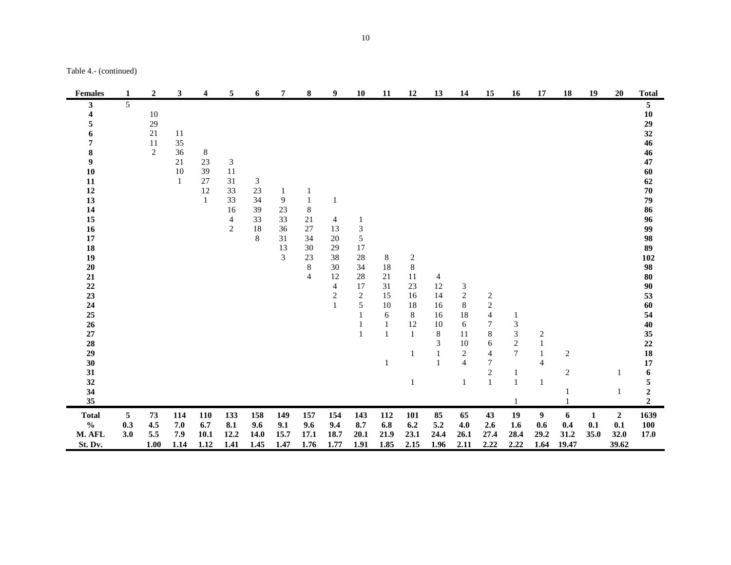Table 4.- (continued)

| Females | 1 | 2 | 3 | 4 | 5 | 6 | 7 | 8 | 9 | 10 | 11 | 12 | 13 | 14 | 15 | 16 | 17 | 18 | 19 | 20 | Total |
|---|---|---|---|---|---|---|---|---|---|---|---|---|---|---|---|---|---|---|---|---|---|
| **3** | 5 | | | | | | | | | | | | | | | | | | | | **5** |
| **4** | | 10 | | | | | | | | | | | | | | | | | | | **10** |
| **5** | | 29 | | | | | | | | | | | | | | | | | | | **29** |
| **6** | | 21 | 11 | | | | | | | | | | | | | | | | | | **32** |
| **7** | | 11 | 35 | | | | | | | | | | | | | | | | | | **46** |
| **8** | | 2 | 36 | 8 | | | | | | | | | | | | | | | | | **46** |
| **9** | | | 21 | 23 | 3 | | | | | | | | | | | | | | | | **47** |
| **10** | | | 10 | 39 | 11 | | | | | | | | | | | | | | | | **60** |
| **11** | | | 1 | 27 | 31 | 3 | | | | | | | | | | | | | | | **62** |
| **12** | | | | 12 | 33 | 23 | 1 | 1 | | | | | | | | | | | | | **70** |
| **13** | | | | 1 | 33 | 34 | 9 | 1 | 1 | | | | | | | | | | | | **79** |
| **14** | | | | | 16 | 39 | 23 | 8 | | | | | | | | | | | | | **86** |
| **15** | | | | | 4 | 33 | 33 | 21 | 4 | 1 | | | | | | | | | | | **96** |
| **16** | | | | | 2 | 18 | 36 | 27 | 13 | 3 | | | | | | | | | | | **99** |
| **17** | | | | | | 8 | 31 | 34 | 20 | 5 | | | | | | | | | | | **98** |
| **18** | | | | | | | 13 | 30 | 29 | 17 | | | | | | | | | | | **89** |
| **19** | | | | | | | 3 | 23 | 38 | 28 | 8 | 2 | | | | | | | | | **102** |
| **20** | | | | | | | | 8 | 30 | 34 | 18 | 8 | | | | | | | | | **98** |
| **21** | | | | | | | | 4 | 12 | 28 | 21 | 11 | 4 | | | | | | | | **80** |
| **22** | | | | | | | | | 4 | 17 | 31 | 23 | 12 | 3 | | | | | | | **90** |
| **23** | | | | | | | | | 2 | 2 | 15 | 16 | 14 | 2 | 2 | | | | | | **53** |
| **24** | | | | | | | | | 1 | 5 | 10 | 18 | 16 | 8 | 2 | | | | | | **60** |
| **25** | | | | | | | | | | 1 | 6 | 8 | 16 | 18 | 4 | 1 | | | | | **54** |
| **26** | | | | | | | | | | 1 | 1 | 12 | 10 | 6 | 7 | 3 | | | | | **40** |
| **27** | | | | | | | | | | 1 | 1 | 1 | 8 | 11 | 8 | 3 | 2 | | | | **35** |
| **28** | | | | | | | | | | | | | 3 | 10 | 6 | 2 | 1 | | | | **22** |
| **29** | | | | | | | | | | | | 1 | 1 | 2 | 4 | 7 | 1 | 2 | | | **18** |
| **30** | | | | | | | | | | | 1 | | 1 | 4 | 7 | | 4 | | | | **17** |
| **31** | | | | | | | | | | | | | | | 2 | 1 | | 2 | | 1 | **6** |
| **32** | | | | | | | | | | | | 1 | | 1 | 1 | 1 | 1 | | | | **5** |
| **34** | | | | | | | | | | | | | | | | | | 1 | | 1 | **2** |
| **35** | | | | | | | | | | | | | | | | 1 | | 1 | | | **2** |
| **Total** | **5** | **73** | **114** | **110** | **133** | **158** | **149** | **157** | **154** | **143** | **112** | **101** | **85** | **65** | **43** | **19** | **9** | **6** | **1** | **2** | **1639** |
| **%** | **0.3** | **4.5** | **7.0** | **6.7** | **8.1** | **9.6** | **9.1** | **9.6** | **9.4** | **8.7** | **6.8** | **6.2** | **5.2** | **4.0** | **2.6** | **1.6** | **0.6** | **0.4** | **0.1** | **0.1** | **100** |
| **M. AFL** | **3.0** | **5.5** | **7.9** | **10.1** | **12.2** | **14.0** | **15.7** | **17.1** | **18.7** | **20.1** | **21.9** | **23.1** | **24.4** | **26.1** | **27.4** | **28.4** | **29.2** | **31.2** | **35.0** | **32.0** | **17.0** |
| **St. Dv.** | | **1.00** | **1.14** | **1.12** | **1.41** | **1.45** | **1.47** | **1.76** | **1.77** | **1.91** | **1.85** | **2.15** | **1.96** | **2.11** | **2.22** | **2.22** | **1.64** | **19.47** | | **39.62** | |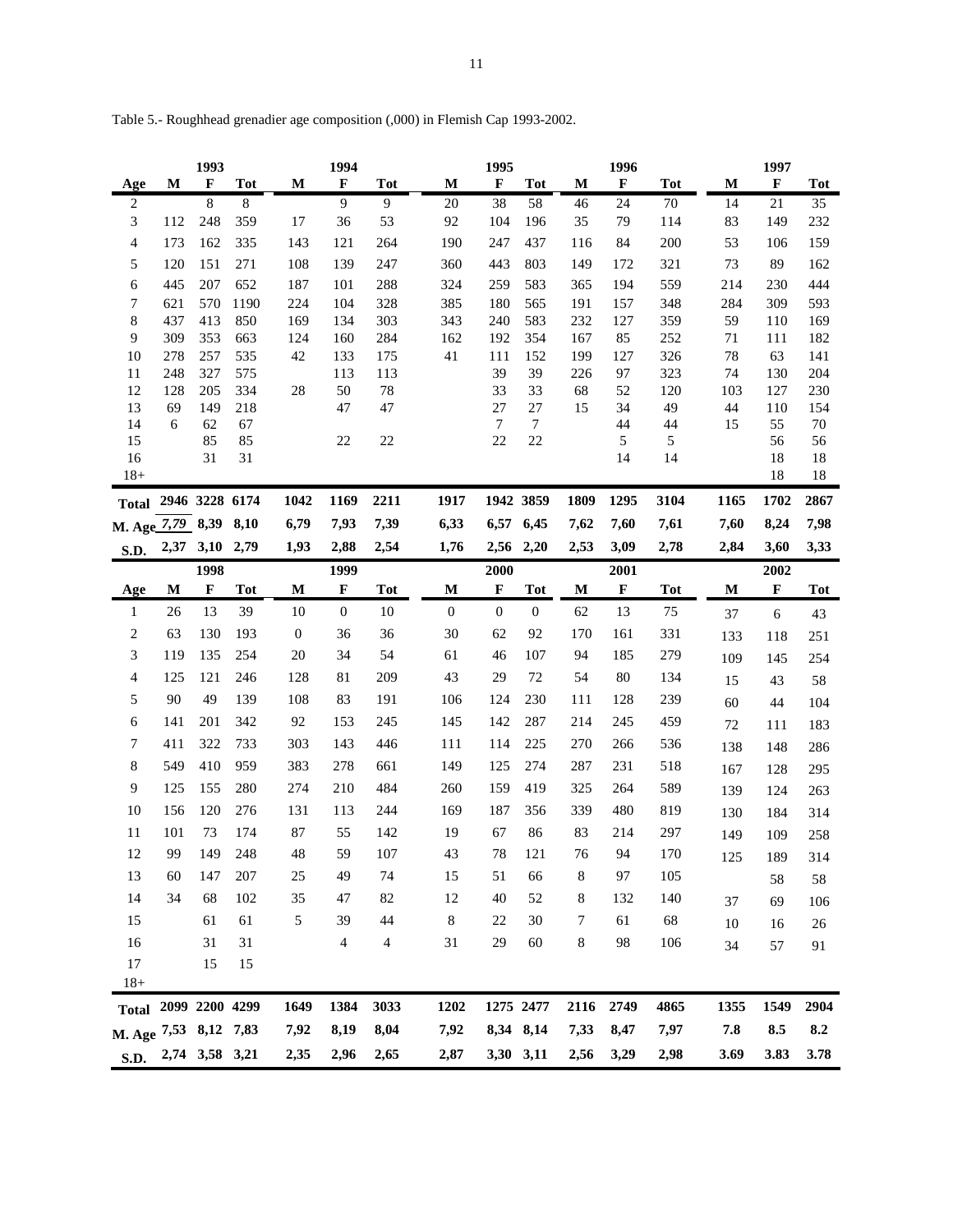Table 5.- Roughhead grenadier age composition (,000) in Flemish Cap 1993-2002.

| | 1993 | | | 1994 | | | 1995 | | | 1996 | | | 1997 | | |
|---|---|---|---|---|---|---|---|---|---|---|---|---|---|---|---|
| Age | M | F | Tot | M | F | Tot | M | F | Tot | M | F | Tot | M | F | Tot |
| 2 | | 8 | 8 | | 9 | 9 | 20 | 38 | 58 | 46 | 24 | 70 | 14 | 21 | 35 |
| 3 | 112 | 248 | 359 | 17 | 36 | 53 | 92 | 104 | 196 | 35 | 79 | 114 | 83 | 149 | 232 |
| 4 | 173 | 162 | 335 | 143 | 121 | 264 | 190 | 247 | 437 | 116 | 84 | 200 | 53 | 106 | 159 |
| 5 | 120 | 151 | 271 | 108 | 139 | 247 | 360 | 443 | 803 | 149 | 172 | 321 | 73 | 89 | 162 |
| 6 | 445 | 207 | 652 | 187 | 101 | 288 | 324 | 259 | 583 | 365 | 194 | 559 | 214 | 230 | 444 |
| 7 | 621 | 570 | 1190 | 224 | 104 | 328 | 385 | 180 | 565 | 191 | 157 | 348 | 284 | 309 | 593 |
| 8 | 437 | 413 | 850 | 169 | 134 | 303 | 343 | 240 | 583 | 232 | 127 | 359 | 59 | 110 | 169 |
| 9 | 309 | 353 | 663 | 124 | 160 | 284 | 162 | 192 | 354 | 167 | 85 | 252 | 71 | 111 | 182 |
| 10 | 278 | 257 | 535 | 42 | 133 | 175 | 41 | 111 | 152 | 199 | 127 | 326 | 78 | 63 | 141 |
| 11 | 248 | 327 | 575 | | 113 | 113 | | 39 | 39 | 226 | 97 | 323 | 74 | 130 | 204 |
| 12 | 128 | 205 | 334 | 28 | 50 | 78 | | 33 | 33 | 68 | 52 | 120 | 103 | 127 | 230 |
| 13 | 69 | 149 | 218 | | 47 | 47 | | 27 | 27 | 15 | 34 | 49 | 44 | 110 | 154 |
| 14 | 6 | 62 | 67 | | | | | 7 | 7 | | 44 | 44 | 15 | 55 | 70 |
| 15 | | 85 | 85 | | 22 | 22 | | 22 | 22 | | 5 | 5 | | 56 | 56 |
| 16 | | 31 | 31 | | | | | | | | 14 | 14 | | 18 | 18 |
| 18+ | | | | | | | | | | | | | | 18 | 18 |
| **Total** | **2946** | **3228** | **6174** | **1042** | **1169** | **2211** | **1917** | **1942** | **3859** | **1809** | **1295** | **3104** | **1165** | **1702** | **2867** |
| **M. Age** | ***7,79*** | **8,39** | **8,10** | **6,79** | **7,93** | **7,39** | **6,33** | **6,57** | **6,45** | **7,62** | **7,60** | **7,61** | **7,60** | **8,24** | **7,98** |
| **S.D.** | **2,37** | **3,10** | **2,79** | **1,93** | **2,88** | **2,54** | **1,76** | **2,56** | **2,20** | **2,53** | **3,09** | **2,78** | **2,84** | **3,60** | **3,33** |

| | 1998 | | | 1999 | | | 2000 | | | 2001 | | | 2002 | | |
|---|---|---|---|---|---|---|---|---|---|---|---|---|---|---|---|
| Age | M | F | Tot | M | F | Tot | M | F | Tot | M | F | Tot | M | F | Tot |
| 1 | 26 | 13 | 39 | 10 | 0 | 10 | 0 | 0 | 0 | 62 | 13 | 75 | 37 | 6 | 43 |
| 2 | 63 | 130 | 193 | 0 | 36 | 36 | 30 | 62 | 92 | 170 | 161 | 331 | 133 | 118 | 251 |
| 3 | 119 | 135 | 254 | 20 | 34 | 54 | 61 | 46 | 107 | 94 | 185 | 279 | 109 | 145 | 254 |
| 4 | 125 | 121 | 246 | 128 | 81 | 209 | 43 | 29 | 72 | 54 | 80 | 134 | 15 | 43 | 58 |
| 5 | 90 | 49 | 139 | 108 | 83 | 191 | 106 | 124 | 230 | 111 | 128 | 239 | 60 | 44 | 104 |
| 6 | 141 | 201 | 342 | 92 | 153 | 245 | 145 | 142 | 287 | 214 | 245 | 459 | 72 | 111 | 183 |
| 7 | 411 | 322 | 733 | 303 | 143 | 446 | 111 | 114 | 225 | 270 | 266 | 536 | 138 | 148 | 286 |
| 8 | 549 | 410 | 959 | 383 | 278 | 661 | 149 | 125 | 274 | 287 | 231 | 518 | 167 | 128 | 295 |
| 9 | 125 | 155 | 280 | 274 | 210 | 484 | 260 | 159 | 419 | 325 | 264 | 589 | 139 | 124 | 263 |
| 10 | 156 | 120 | 276 | 131 | 113 | 244 | 169 | 187 | 356 | 339 | 480 | 819 | 130 | 184 | 314 |
| 11 | 101 | 73 | 174 | 87 | 55 | 142 | 19 | 67 | 86 | 83 | 214 | 297 | 149 | 109 | 258 |
| 12 | 99 | 149 | 248 | 48 | 59 | 107 | 43 | 78 | 121 | 76 | 94 | 170 | 125 | 189 | 314 |
| 13 | 60 | 147 | 207 | 25 | 49 | 74 | 15 | 51 | 66 | 8 | 97 | 105 | | 58 | 58 |
| 14 | 34 | 68 | 102 | 35 | 47 | 82 | 12 | 40 | 52 | 8 | 132 | 140 | 37 | 69 | 106 |
| 15 | | 61 | 61 | 5 | 39 | 44 | 8 | 22 | 30 | 7 | 61 | 68 | 10 | 16 | 26 |
| 16 | | 31 | 31 | | 4 | 4 | 31 | 29 | 60 | 8 | 98 | 106 | 34 | 57 | 91 |
| 17 | | 15 | 15 | | | | | | | | | | | | |
| 18+ | | | | | | | | | | | | | | | |
| **Total** | **2099** | **2200** | **4299** | **1649** | **1384** | **3033** | **1202** | **1275** | **2477** | **2116** | **2749** | **4865** | **1355** | **1549** | **2904** |
| **M. Age** | **7,53** | **8,12** | **7,83** | **7,92** | **8,19** | **8,04** | **7,92** | **8,34** | **8,14** | **7,33** | **8,47** | **7,97** | **7.8** | **8.5** | **8.2** |
| **S.D.** | **2,74** | **3,58** | **3,21** | **2,35** | **2,96** | **2,65** | **2,87** | **3,30** | **3,11** | **2,56** | **3,29** | **2,98** | **3.69** | **3.83** | **3.78** |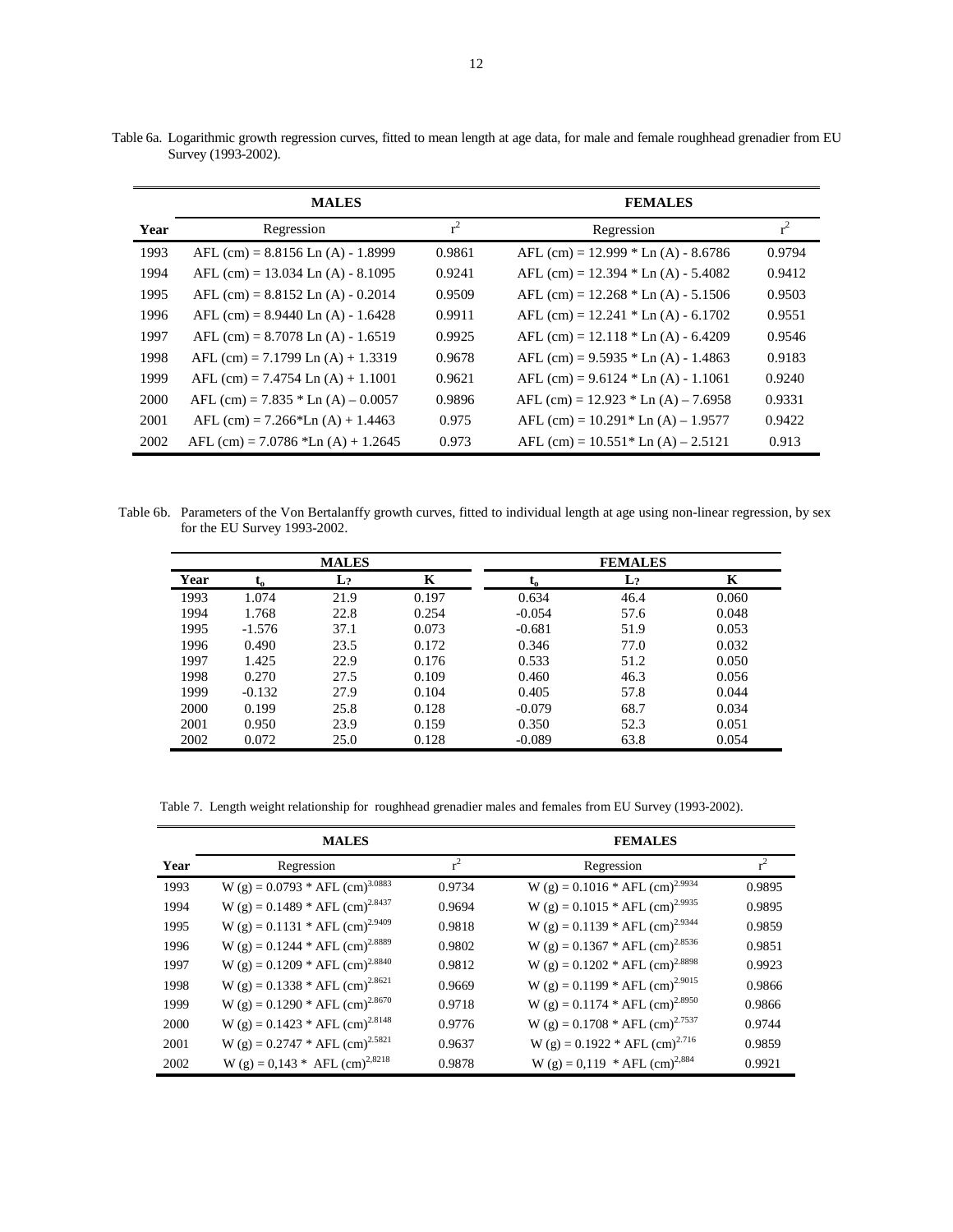Table 6a. Logarithmic growth regression curves, fitted to mean length at age data, for male and female roughhead grenadier from EU Survey (1993-2002).

| | **MALES** | | **FEMALES** | |
|---|---|---|---|---|
| **Year** | Regression | $r^2$ | Regression | $r^2$ |
| 1993 | AFL (cm) = 8.8156 Ln (A) - 1.8999 | 0.9861 | AFL (cm) = 12.999 * Ln (A) - 8.6786 | 0.9794 |
| 1994 | AFL (cm) = 13.034 Ln (A) - 8.1095 | 0.9241 | AFL (cm) = 12.394 * Ln (A) - 5.4082 | 0.9412 |
| 1995 | AFL (cm) = 8.8152 Ln (A) - 0.2014 | 0.9509 | AFL (cm) = 12.268 * Ln (A) - 5.1506 | 0.9503 |
| 1996 | AFL (cm) = 8.9440 Ln (A) - 1.6428 | 0.9911 | AFL (cm) = 12.241 * Ln (A) - 6.1702 | 0.9551 |
| 1997 | AFL (cm) = 8.7078 Ln (A) - 1.6519 | 0.9925 | AFL (cm) = 12.118 * Ln (A) - 6.4209 | 0.9546 |
| 1998 | AFL (cm) = 7.1799 Ln (A) + 1.3319 | 0.9678 | AFL (cm) = 9.5935 * Ln (A) - 1.4863 | 0.9183 |
| 1999 | AFL (cm) = 7.4754 Ln (A) + 1.1001 | 0.9621 | AFL (cm) = 9.6124 * Ln (A) - 1.1061 | 0.9240 |
| 2000 | AFL (cm) = 7.835 * Ln (A) – 0.0057 | 0.9896 | AFL (cm) = 12.923 * Ln (A) – 7.6958 | 0.9331 |
| 2001 | AFL (cm) = 7.266*Ln (A) + 1.4463 | 0.975 | AFL (cm) = 10.291* Ln (A) – 1.9577 | 0.9422 |
| 2002 | AFL (cm) = 7.0786 *Ln (A) + 1.2645 | 0.973 | AFL (cm) = 10.551* Ln (A) – 2.5121 | 0.913 |

Table 6b. Parameters of the Von Bertalanffy growth curves, fitted to individual length at age using non-linear regression, by sex for the EU Survey 1993-2002.

| | **MALES** | | | **FEMALES** | | |
|---|---|---|---|---|---|---|
| **Year** | $t_o$ | $L_?$ | **K** | $t_o$ | $L_?$ | **K** |
| 1993 | 1.074 | 21.9 | 0.197 | 0.634 | 46.4 | 0.060 |
| 1994 | 1.768 | 22.8 | 0.254 | -0.054 | 57.6 | 0.048 |
| 1995 | -1.576 | 37.1 | 0.073 | -0.681 | 51.9 | 0.053 |
| 1996 | 0.490 | 23.5 | 0.172 | 0.346 | 77.0 | 0.032 |
| 1997 | 1.425 | 22.9 | 0.176 | 0.533 | 51.2 | 0.050 |
| 1998 | 0.270 | 27.5 | 0.109 | 0.460 | 46.3 | 0.056 |
| 1999 | -0.132 | 27.9 | 0.104 | 0.405 | 57.8 | 0.044 |
| 2000 | 0.199 | 25.8 | 0.128 | -0.079 | 68.7 | 0.034 |
| 2001 | 0.950 | 23.9 | 0.159 | 0.350 | 52.3 | 0.051 |
| 2002 | 0.072 | 25.0 | 0.128 | -0.089 | 63.8 | 0.054 |

Table 7. Length weight relationship for roughhead grenadier males and females from EU Survey (1993-2002).

| | **MALES** | | **FEMALES** | |
|---|---|---|---|---|
| **Year** | Regression | $r^2$ | Regression | $r^2$ |
| 1993 | W (g) = 0.0793 * AFL (cm)$^{3.0883}$ | 0.9734 | W (g) = 0.1016 * AFL (cm)$^{2.9934}$ | 0.9895 |
| 1994 | W (g) = 0.1489 * AFL (cm)$^{2.8437}$ | 0.9694 | W (g) = 0.1015 * AFL (cm)$^{2.9935}$ | 0.9895 |
| 1995 | W (g) = 0.1131 * AFL (cm)$^{2.9409}$ | 0.9818 | W (g) = 0.1139 * AFL (cm)$^{2.9344}$ | 0.9859 |
| 1996 | W (g) = 0.1244 * AFL (cm)$^{2.8889}$ | 0.9802 | W (g) = 0.1367 * AFL (cm)$^{2.8536}$ | 0.9851 |
| 1997 | W (g) = 0.1209 * AFL (cm)$^{2.8840}$ | 0.9812 | W (g) = 0.1202 * AFL (cm)$^{2.8898}$ | 0.9923 |
| 1998 | W (g) = 0.1338 * AFL (cm)$^{2.8621}$ | 0.9669 | W (g) = 0.1199 * AFL (cm)$^{2.9015}$ | 0.9866 |
| 1999 | W (g) = 0.1290 * AFL (cm)$^{2.8670}$ | 0.9718 | W (g) = 0.1174 * AFL (cm)$^{2.8950}$ | 0.9866 |
| 2000 | W (g) = 0.1423 * AFL (cm)$^{2.8148}$ | 0.9776 | W (g) = 0.1708 * AFL (cm)$^{2.7537}$ | 0.9744 |
| 2001 | W (g) = 0.2747 * AFL (cm)$^{2.5821}$ | 0.9637 | W (g) = 0.1922 * AFL (cm)$^{2.716}$ | 0.9859 |
| 2002 | W (g) = 0,143 * AFL (cm)$^{2,8218}$ | 0.9878 | W (g) = 0,119 * AFL (cm)$^{2,884}$ | 0.9921 |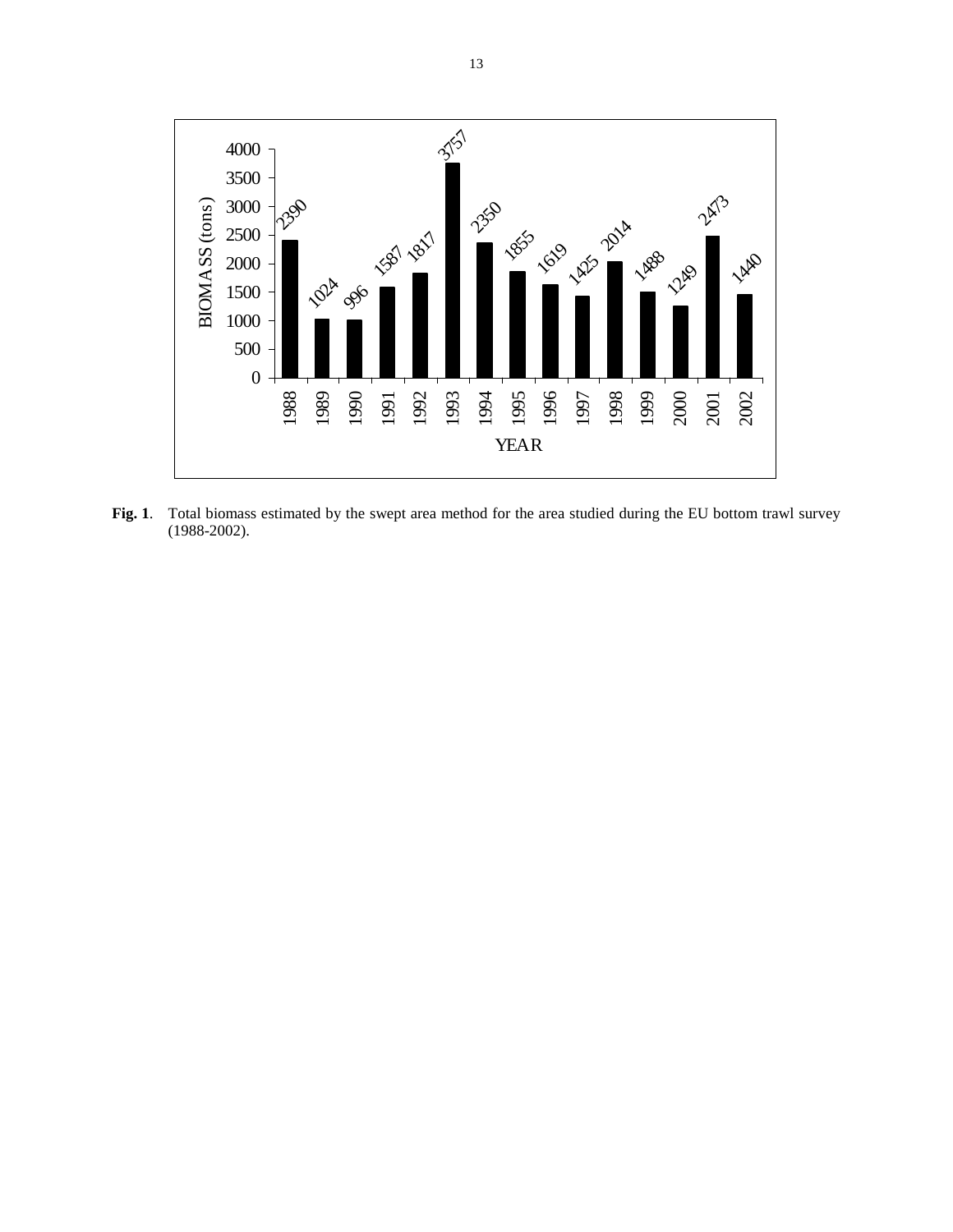**Fig. 1**. Total biomass estimated by the swept area method for the area studied during the EU bottom trawl survey (1988-2002).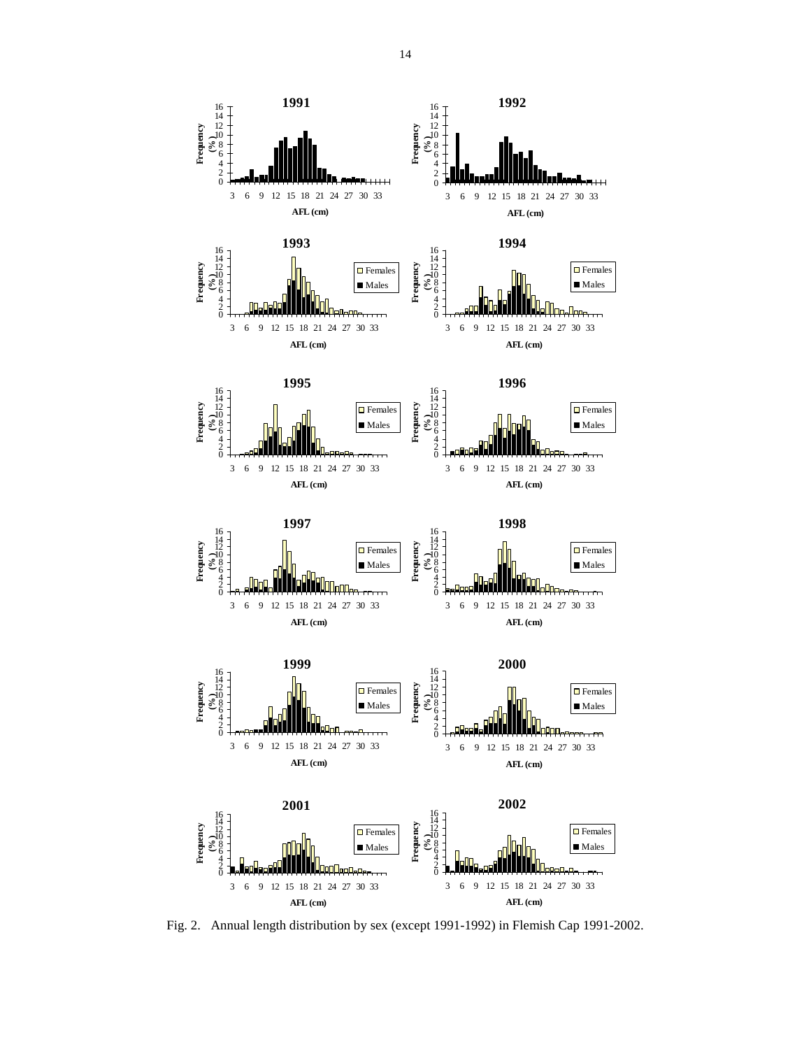Fig. 2. Annual length distribution by sex (except 1991-1992) in Flemish Cap 1991-2002.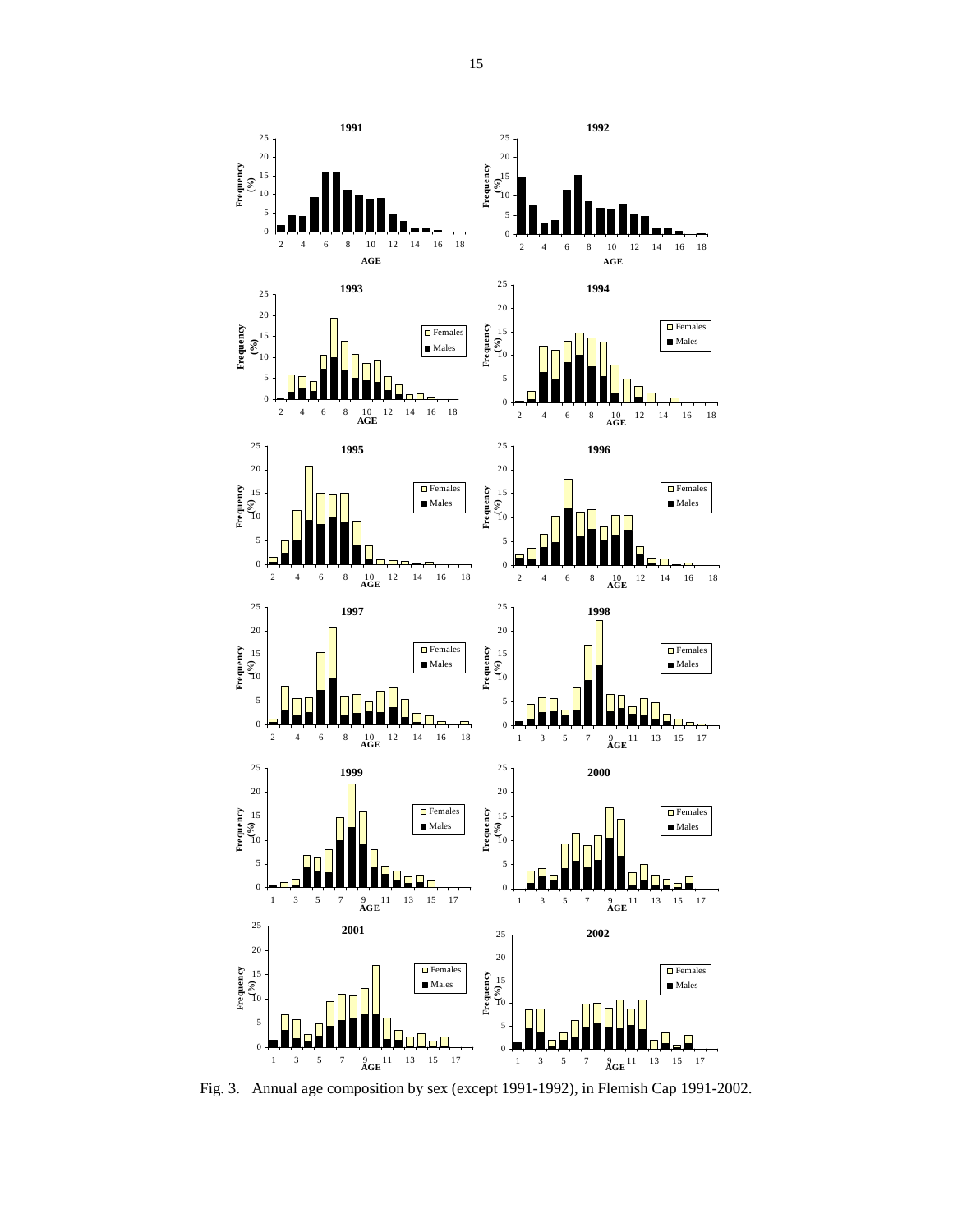Fig. 3. Annual age composition by sex (except 1991-1992), in Flemish Cap 1991-2002.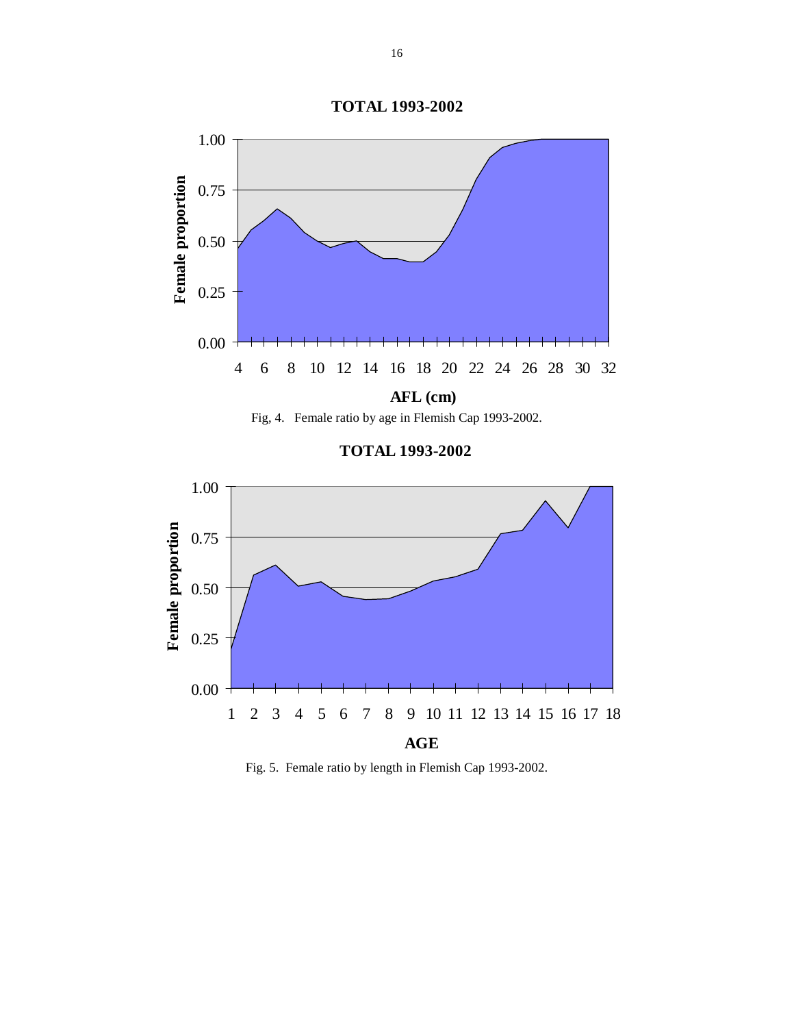**TOTAL 1993-2002**

Fig, 4. Female ratio by age in Flemish Cap 1993-2002.

**TOTAL 1993-2002**

Fig. 5. Female ratio by length in Flemish Cap 1993-2002.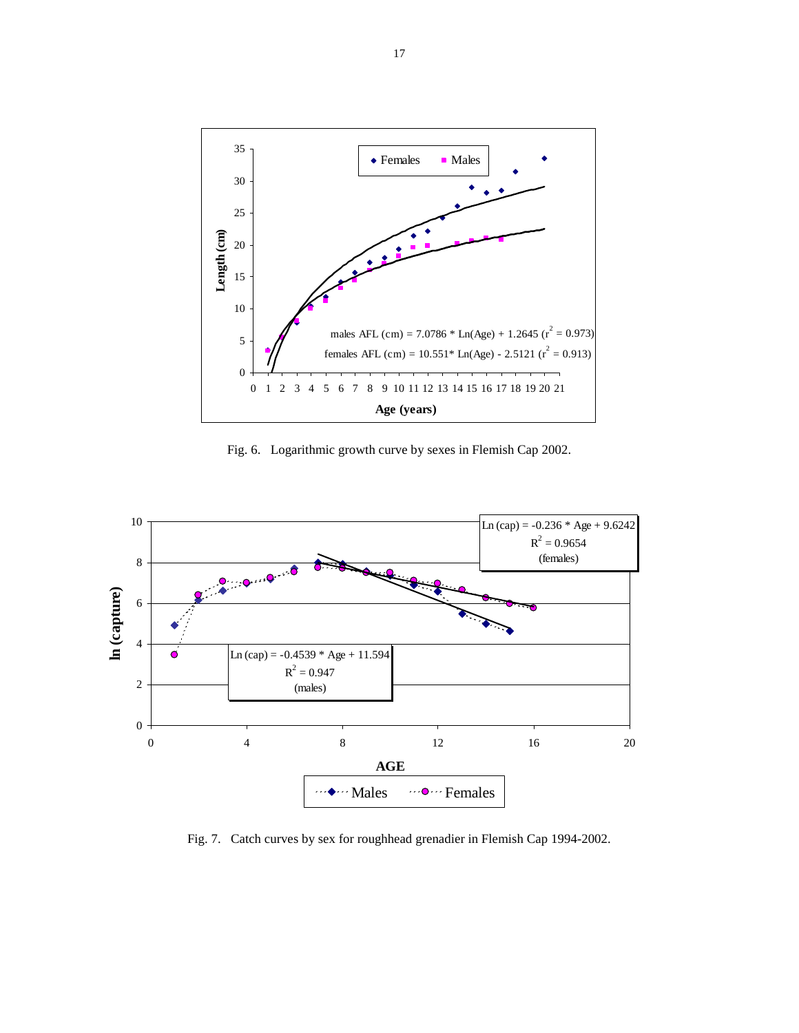Fig. 6. Logarithmic growth curve by sexes in Flemish Cap 2002.

Fig. 7. Catch curves by sex for roughhead grenadier in Flemish Cap 1994-2002.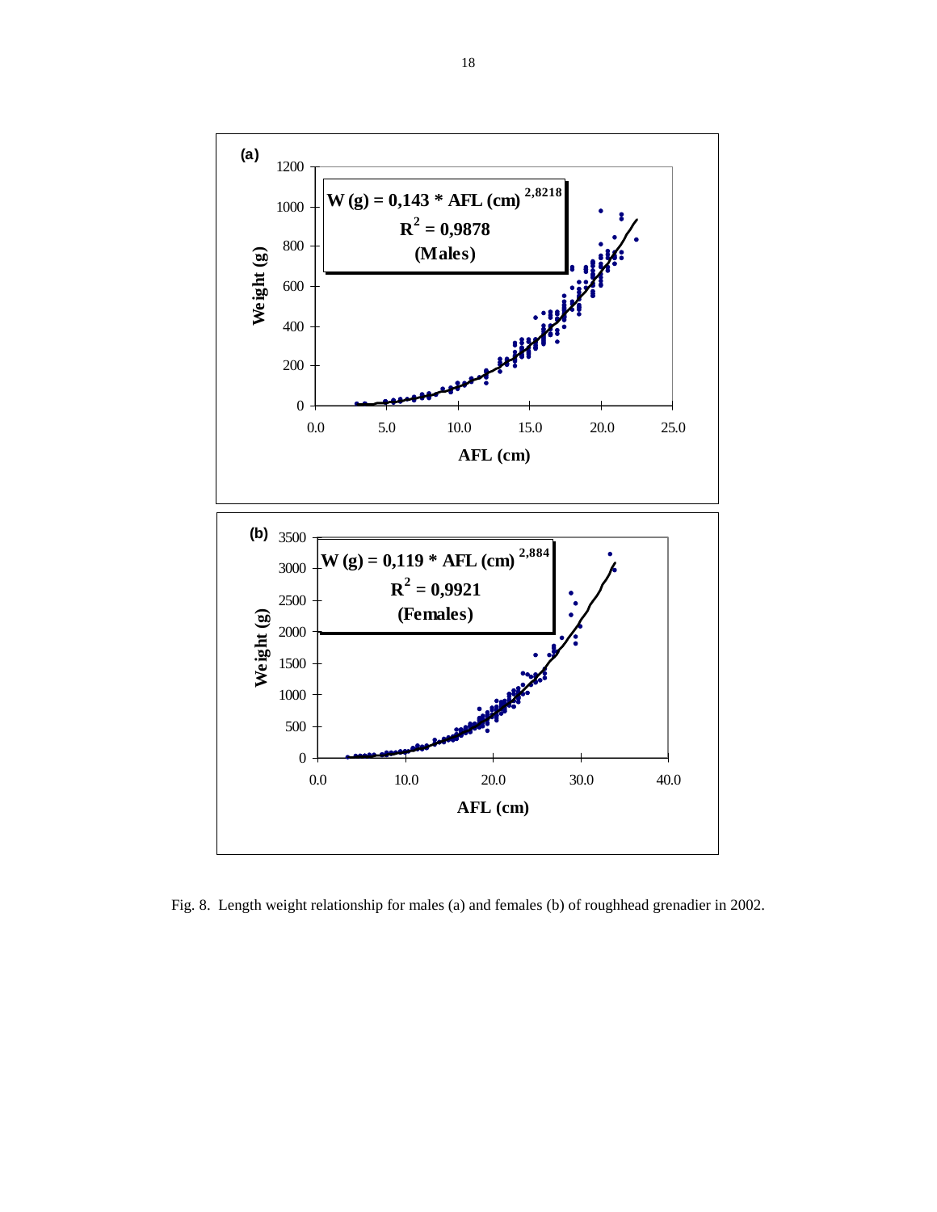(a)

$$W\,(g) = 0{,}143 * AFL\,(cm)^{2{,}8218}$$

$R^2 = 0{,}9878$

(Males)

Weight (g)

1200
1000
800
600
400
200
0

0.0
5.0
10.0
15.0
20.0
25.0

AFL (cm)

(b)

$$W\,(g) = 0{,}119 * AFL\,(cm)^{2{,}884}$$

$R^2 = 0{,}9921$

(Females)

Weight (g)

3500
3000
2500
2000
1500
1000
500
0

0.0
10.0
20.0
30.0
40.0

AFL (cm)

Fig. 8. Length weight relationship for males (a) and females (b) of roughhead grenadier in 2002.